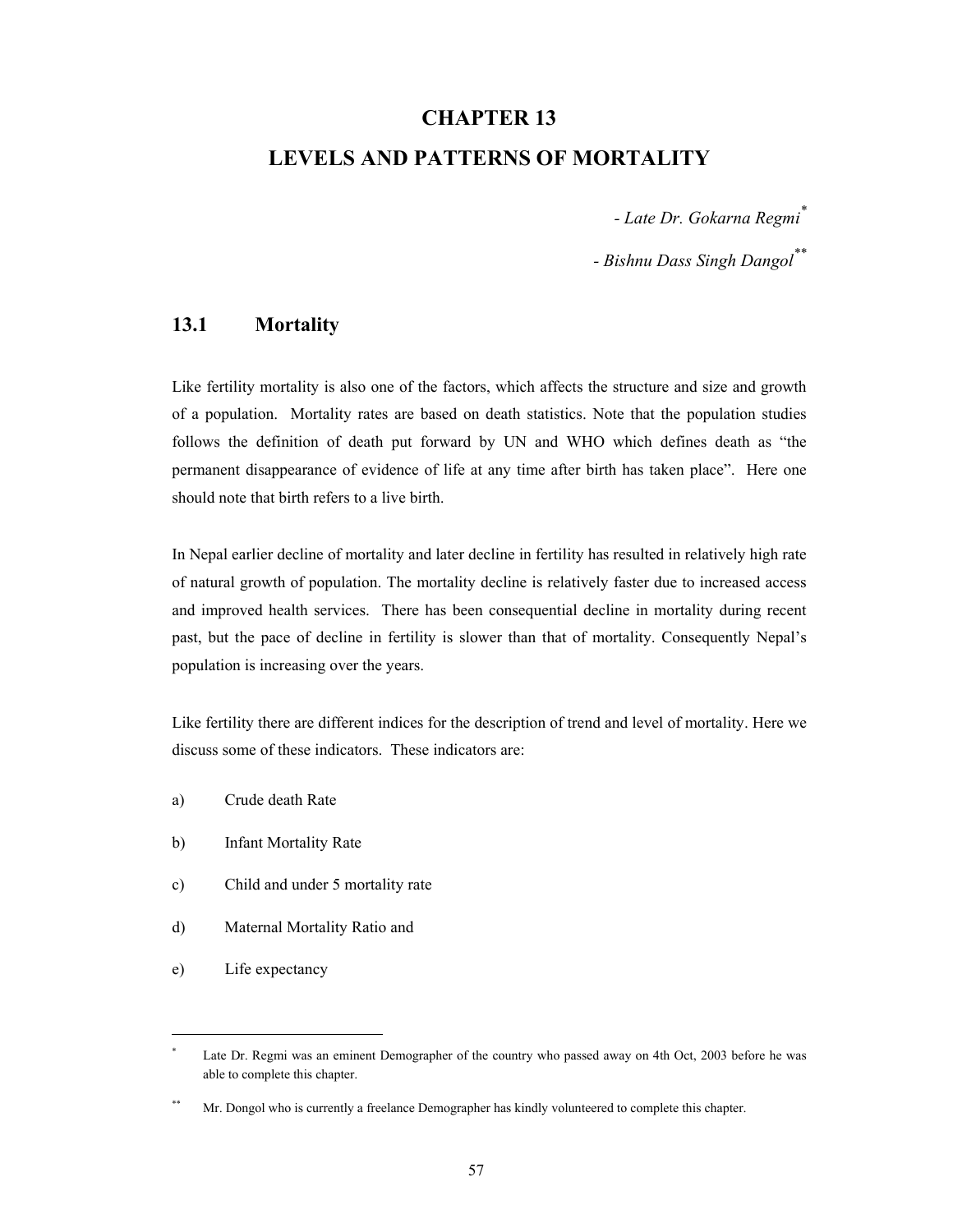# CHAPTER 13

# LEVELS AND PATTERNS OF MORTALITY

*- Late Dr. Gokarna Regmi*[*]

*- Bishnu Dass Singh Dangol*[**]

## 13.1 Mortality

Like fertility mortality is also one of the factors, which affects the structure and size and growth of a population. Mortality rates are based on death statistics. Note that the population studies follows the definition of death put forward by UN and WHO which defines death as "the permanent disappearance of evidence of life at any time after birth has taken place". Here one should note that birth refers to a live birth.

In Nepal earlier decline of mortality and later decline in fertility has resulted in relatively high rate of natural growth of population. The mortality decline is relatively faster due to increased access and improved health services. There has been consequential decline in mortality during recent past, but the pace of decline in fertility is slower than that of mortality. Consequently Nepal's population is increasing over the years.

Like fertility there are different indices for the description of trend and level of mortality. Here we discuss some of these indicators. These indicators are:

a) Crude death Rate

b) Infant Mortality Rate

c) Child and under 5 mortality rate

d) Maternal Mortality Ratio and

e) Life expectancy

---

[*] Late Dr. Regmi was an eminent Demographer of the country who passed away on 4th Oct, 2003 before he was able to complete this chapter.

[**] Mr. Dongol who is currently a freelance Demographer has kindly volunteered to complete this chapter.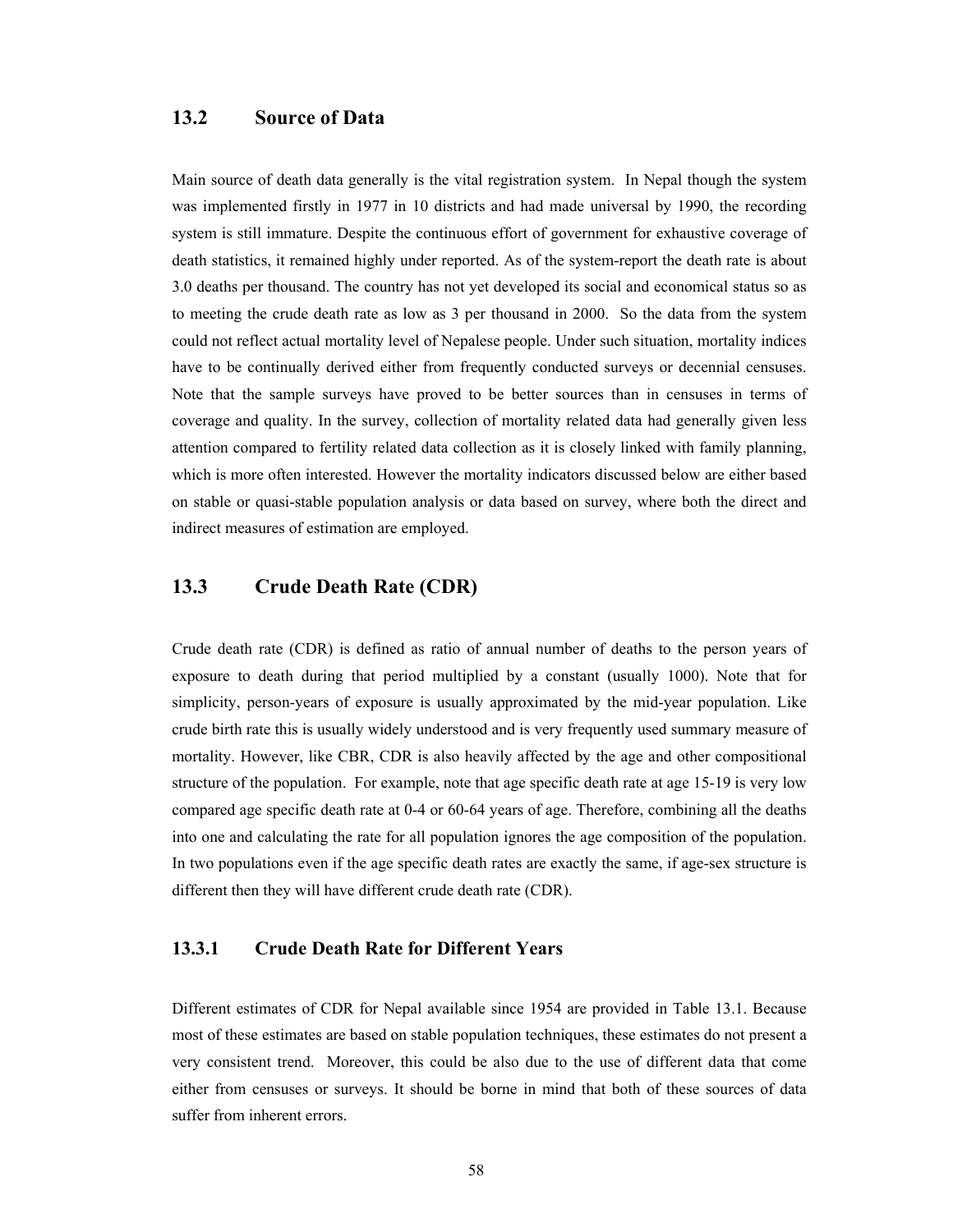## 13.2 Source of Data

Main source of death data generally is the vital registration system. In Nepal though the system was implemented firstly in 1977 in 10 districts and had made universal by 1990, the recording system is still immature. Despite the continuous effort of government for exhaustive coverage of death statistics, it remained highly under reported. As of the system-report the death rate is about 3.0 deaths per thousand. The country has not yet developed its social and economical status so as to meeting the crude death rate as low as 3 per thousand in 2000. So the data from the system could not reflect actual mortality level of Nepalese people. Under such situation, mortality indices have to be continually derived either from frequently conducted surveys or decennial censuses. Note that the sample surveys have proved to be better sources than in censuses in terms of coverage and quality. In the survey, collection of mortality related data had generally given less attention compared to fertility related data collection as it is closely linked with family planning, which is more often interested. However the mortality indicators discussed below are either based on stable or quasi-stable population analysis or data based on survey, where both the direct and indirect measures of estimation are employed.

## 13.3 Crude Death Rate (CDR)

Crude death rate (CDR) is defined as ratio of annual number of deaths to the person years of exposure to death during that period multiplied by a constant (usually 1000). Note that for simplicity, person-years of exposure is usually approximated by the mid-year population. Like crude birth rate this is usually widely understood and is very frequently used summary measure of mortality. However, like CBR, CDR is also heavily affected by the age and other compositional structure of the population. For example, note that age specific death rate at age 15-19 is very low compared age specific death rate at 0-4 or 60-64 years of age. Therefore, combining all the deaths into one and calculating the rate for all population ignores the age composition of the population. In two populations even if the age specific death rates are exactly the same, if age-sex structure is different then they will have different crude death rate (CDR).

### 13.3.1 Crude Death Rate for Different Years

Different estimates of CDR for Nepal available since 1954 are provided in Table 13.1. Because most of these estimates are based on stable population techniques, these estimates do not present a very consistent trend. Moreover, this could be also due to the use of different data that come either from censuses or surveys. It should be borne in mind that both of these sources of data suffer from inherent errors.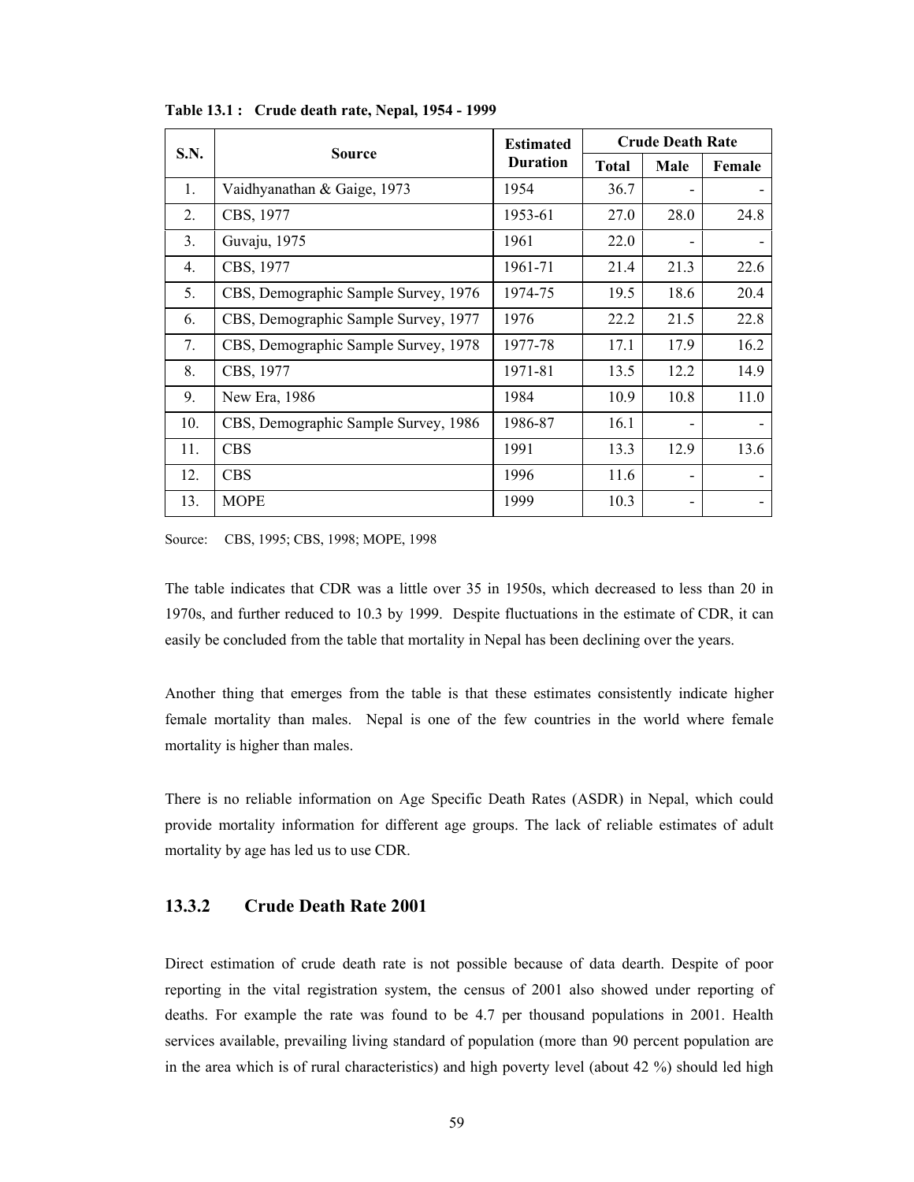**Table 13.1 : Crude death rate, Nepal, 1954 - 1999**

| S.N. | Source | Estimated Duration | Crude Death Rate | | |
|---|---|---|---|---|---|
| | | | Total | Male | Female |
| 1. | Vaidhyanathan & Gaige, 1973 | 1954 | 36.7 | - | - |
| 2. | CBS, 1977 | 1953-61 | 27.0 | 28.0 | 24.8 |
| 3. | Guvaju, 1975 | 1961 | 22.0 | - | - |
| 4. | CBS, 1977 | 1961-71 | 21.4 | 21.3 | 22.6 |
| 5. | CBS, Demographic Sample Survey, 1976 | 1974-75 | 19.5 | 18.6 | 20.4 |
| 6. | CBS, Demographic Sample Survey, 1977 | 1976 | 22.2 | 21.5 | 22.8 |
| 7. | CBS, Demographic Sample Survey, 1978 | 1977-78 | 17.1 | 17.9 | 16.2 |
| 8. | CBS, 1977 | 1971-81 | 13.5 | 12.2 | 14.9 |
| 9. | New Era, 1986 | 1984 | 10.9 | 10.8 | 11.0 |
| 10. | CBS, Demographic Sample Survey, 1986 | 1986-87 | 16.1 | - | - |
| 11. | CBS | 1991 | 13.3 | 12.9 | 13.6 |
| 12. | CBS | 1996 | 11.6 | - | - |
| 13. | MOPE | 1999 | 10.3 | - | - |

Source: CBS, 1995; CBS, 1998; MOPE, 1998

The table indicates that CDR was a little over 35 in 1950s, which decreased to less than 20 in 1970s, and further reduced to 10.3 by 1999. Despite fluctuations in the estimate of CDR, it can easily be concluded from the table that mortality in Nepal has been declining over the years.

Another thing that emerges from the table is that these estimates consistently indicate higher female mortality than males. Nepal is one of the few countries in the world where female mortality is higher than males.

There is no reliable information on Age Specific Death Rates (ASDR) in Nepal, which could provide mortality information for different age groups. The lack of reliable estimates of adult mortality by age has led us to use CDR.

### 13.3.2 Crude Death Rate 2001

Direct estimation of crude death rate is not possible because of data dearth. Despite of poor reporting in the vital registration system, the census of 2001 also showed under reporting of deaths. For example the rate was found to be 4.7 per thousand populations in 2001. Health services available, prevailing living standard of population (more than 90 percent population are in the area which is of rural characteristics) and high poverty level (about 42 %) should led high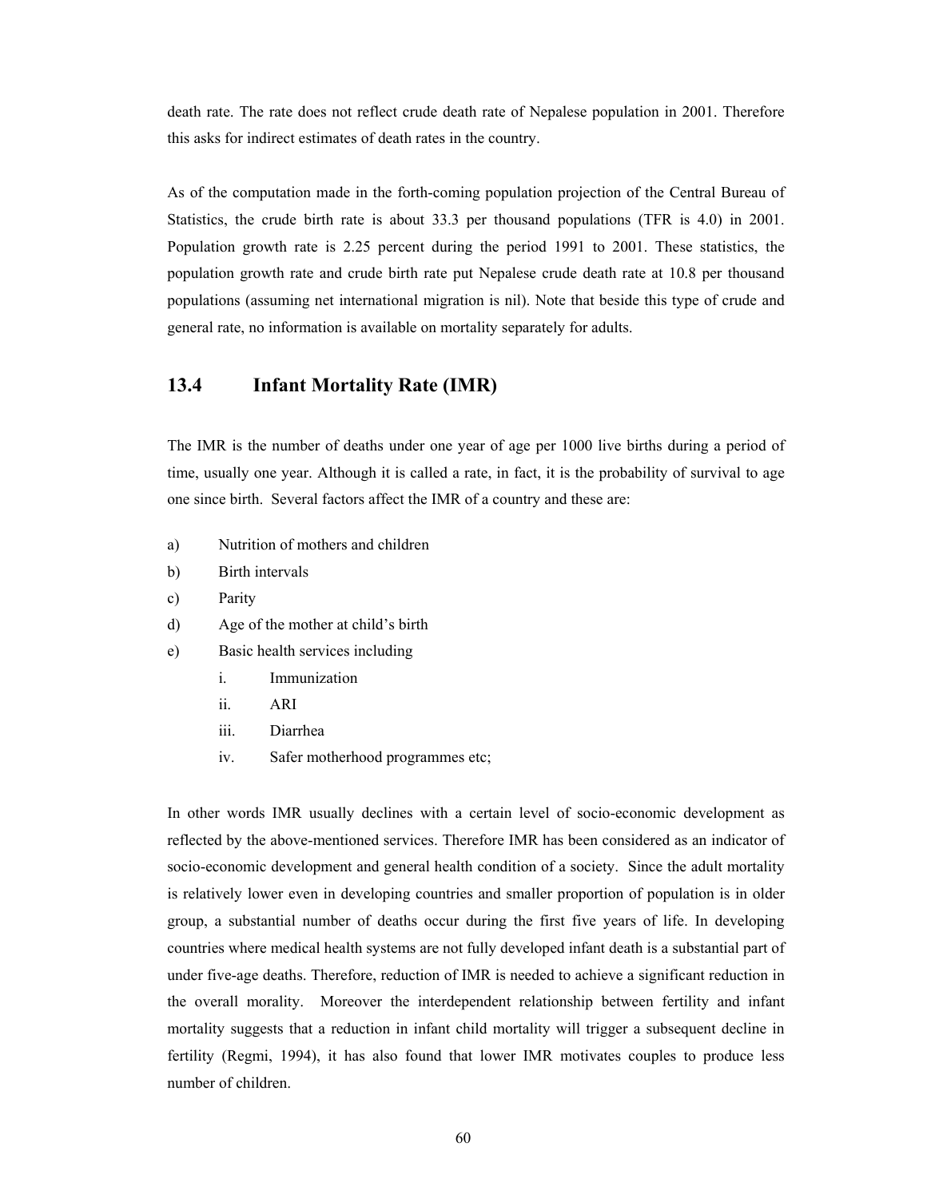death rate. The rate does not reflect crude death rate of Nepalese population in 2001. Therefore this asks for indirect estimates of death rates in the country.

As of the computation made in the forth-coming population projection of the Central Bureau of Statistics, the crude birth rate is about 33.3 per thousand populations (TFR is 4.0) in 2001. Population growth rate is 2.25 percent during the period 1991 to 2001. These statistics, the population growth rate and crude birth rate put Nepalese crude death rate at 10.8 per thousand populations (assuming net international migration is nil). Note that beside this type of crude and general rate, no information is available on mortality separately for adults.

## 13.4 Infant Mortality Rate (IMR)

The IMR is the number of deaths under one year of age per 1000 live births during a period of time, usually one year. Although it is called a rate, in fact, it is the probability of survival to age one since birth. Several factors affect the IMR of a country and these are:

a) Nutrition of mothers and children
b) Birth intervals
c) Parity
d) Age of the mother at child's birth
e) Basic health services including
    i. Immunization
    ii. ARI
    iii. Diarrhea
    iv. Safer motherhood programmes etc;

In other words IMR usually declines with a certain level of socio-economic development as reflected by the above-mentioned services. Therefore IMR has been considered as an indicator of socio-economic development and general health condition of a society. Since the adult mortality is relatively lower even in developing countries and smaller proportion of population is in older group, a substantial number of deaths occur during the first five years of life. In developing countries where medical health systems are not fully developed infant death is a substantial part of under five-age deaths. Therefore, reduction of IMR is needed to achieve a significant reduction in the overall morality. Moreover the interdependent relationship between fertility and infant mortality suggests that a reduction in infant child mortality will trigger a subsequent decline in fertility (Regmi, 1994), it has also found that lower IMR motivates couples to produce less number of children.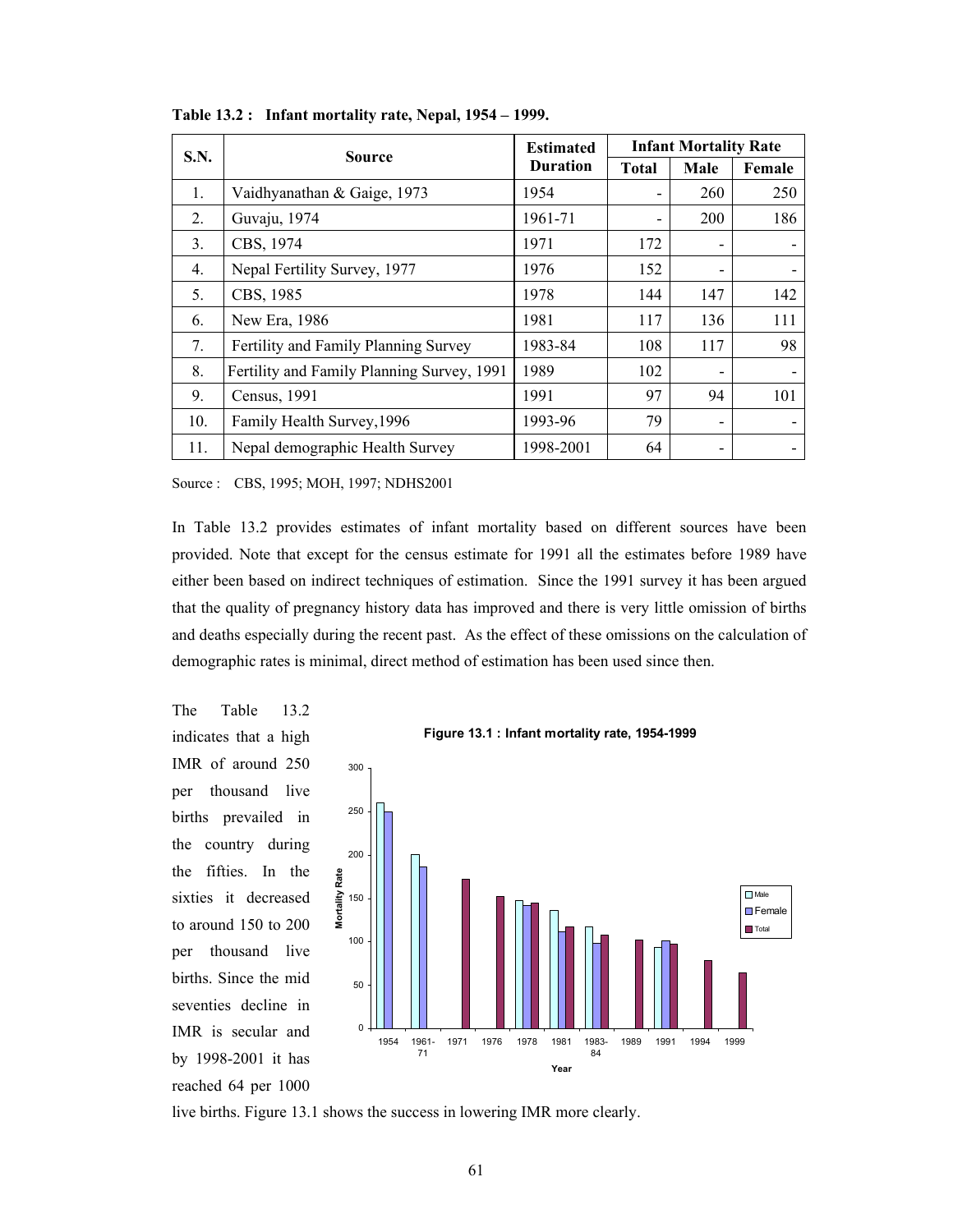**Table 13.2 : Infant mortality rate, Nepal, 1954 – 1999.**

| S.N. | Source | Estimated Duration | Infant Mortality Rate | | |
|---|---|---|---|---|---|
| | | | Total | Male | Female |
| 1. | Vaidhyanathan & Gaige, 1973 | 1954 | - | 260 | 250 |
| 2. | Guvaju, 1974 | 1961-71 | - | 200 | 186 |
| 3. | CBS, 1974 | 1971 | 172 | - | - |
| 4. | Nepal Fertility Survey, 1977 | 1976 | 152 | - | - |
| 5. | CBS, 1985 | 1978 | 144 | 147 | 142 |
| 6. | New Era, 1986 | 1981 | 117 | 136 | 111 |
| 7. | Fertility and Family Planning Survey | 1983-84 | 108 | 117 | 98 |
| 8. | Fertility and Family Planning Survey, 1991 | 1989 | 102 | - | - |
| 9. | Census, 1991 | 1991 | 97 | 94 | 101 |
| 10. | Family Health Survey,1996 | 1993-96 | 79 | - | - |
| 11. | Nepal demographic Health Survey | 1998-2001 | 64 | - | - |

Source : CBS, 1995; MOH, 1997; NDHS2001

In Table 13.2 provides estimates of infant mortality based on different sources have been provided. Note that except for the census estimate for 1991 all the estimates before 1989 have either been based on indirect techniques of estimation. Since the 1991 survey it has been argued that the quality of pregnancy history data has improved and there is very little omission of births and deaths especially during the recent past. As the effect of these omissions on the calculation of demographic rates is minimal, direct method of estimation has been used since then.

The Table 13.2 indicates that a high IMR of around 250 per thousand live births prevailed in the country during the fifties. In the sixties it decreased to around 150 to 200 per thousand live births. Since the mid seventies decline in IMR is secular and by 1998-2001 it has reached 64 per 1000 live births. Figure 13.1 shows the success in lowering IMR more clearly.

**Figure 13.1 : Infant mortality rate, 1954-1999**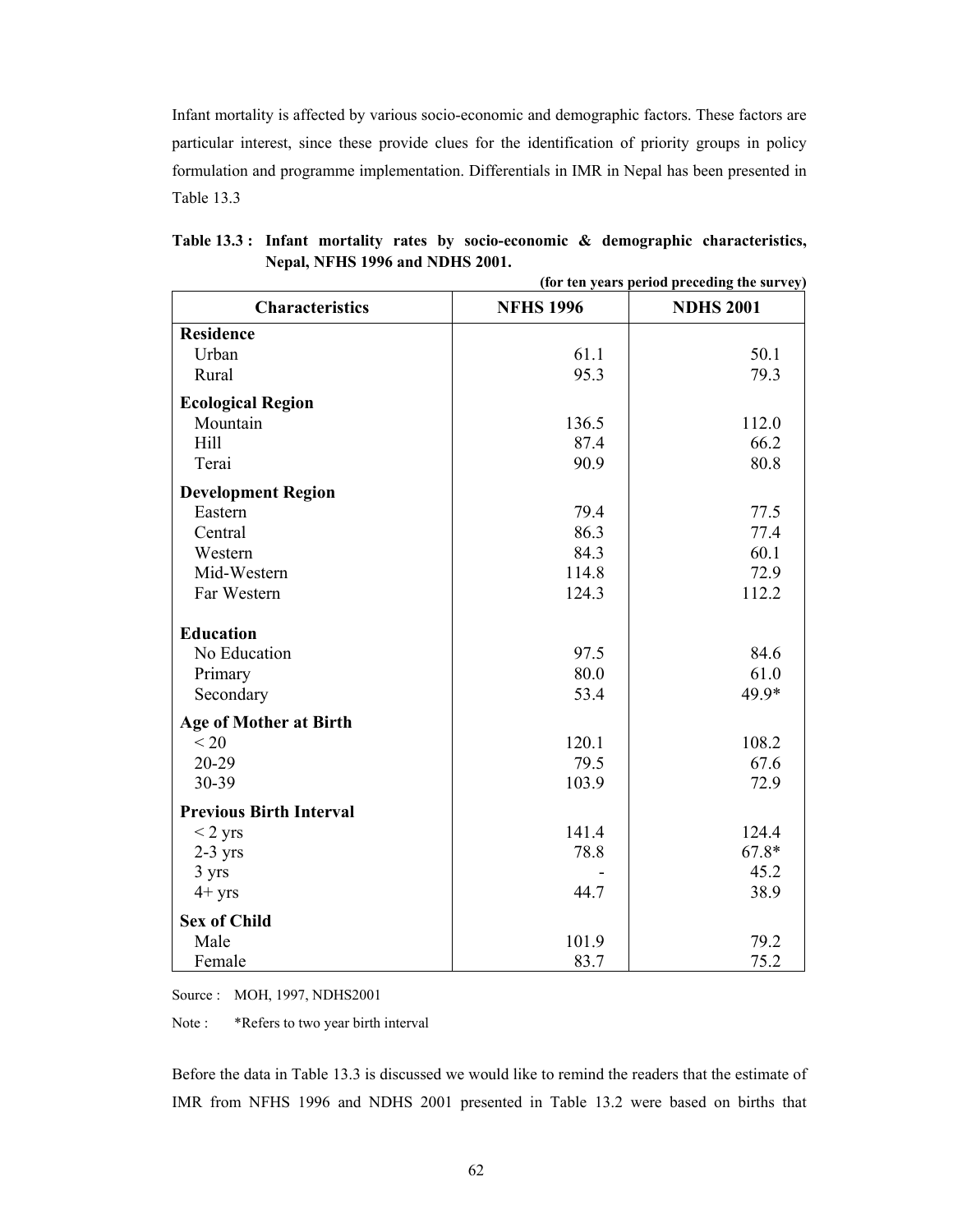Infant mortality is affected by various socio-economic and demographic factors. These factors are particular interest, since these provide clues for the identification of priority groups in policy formulation and programme implementation. Differentials in IMR in Nepal has been presented in Table 13.3

**Table 13.3 : Infant mortality rates by socio-economic & demographic characteristics, Nepal, NFHS 1996 and NDHS 2001.**

**(for ten years period preceding the survey)**

| Characteristics | NFHS 1996 | NDHS 2001 |
|---|---|---|
| **Residence** | | |
| Urban | 61.1 | 50.1 |
| Rural | 95.3 | 79.3 |
| **Ecological Region** | | |
| Mountain | 136.5 | 112.0 |
| Hill | 87.4 | 66.2 |
| Terai | 90.9 | 80.8 |
| **Development Region** | | |
| Eastern | 79.4 | 77.5 |
| Central | 86.3 | 77.4 |
| Western | 84.3 | 60.1 |
| Mid-Western | 114.8 | 72.9 |
| Far Western | 124.3 | 112.2 |
| **Education** | | |
| No Education | 97.5 | 84.6 |
| Primary | 80.0 | 61.0 |
| Secondary | 53.4 | 49.9* |
| **Age of Mother at Birth** | | |
| < 20 | 120.1 | 108.2 |
| 20-29 | 79.5 | 67.6 |
| 30-39 | 103.9 | 72.9 |
| **Previous Birth Interval** | | |
| < 2 yrs | 141.4 | 124.4 |
| 2-3 yrs | 78.8 | 67.8* |
| 3 yrs | - | 45.2 |
| 4+ yrs | 44.7 | 38.9 |
| **Sex of Child** | | |
| Male | 101.9 | 79.2 |
| Female | 83.7 | 75.2 |

Source : MOH, 1997, NDHS2001

Note : *Refers to two year birth interval

Before the data in Table 13.3 is discussed we would like to remind the readers that the estimate of IMR from NFHS 1996 and NDHS 2001 presented in Table 13.2 were based on births that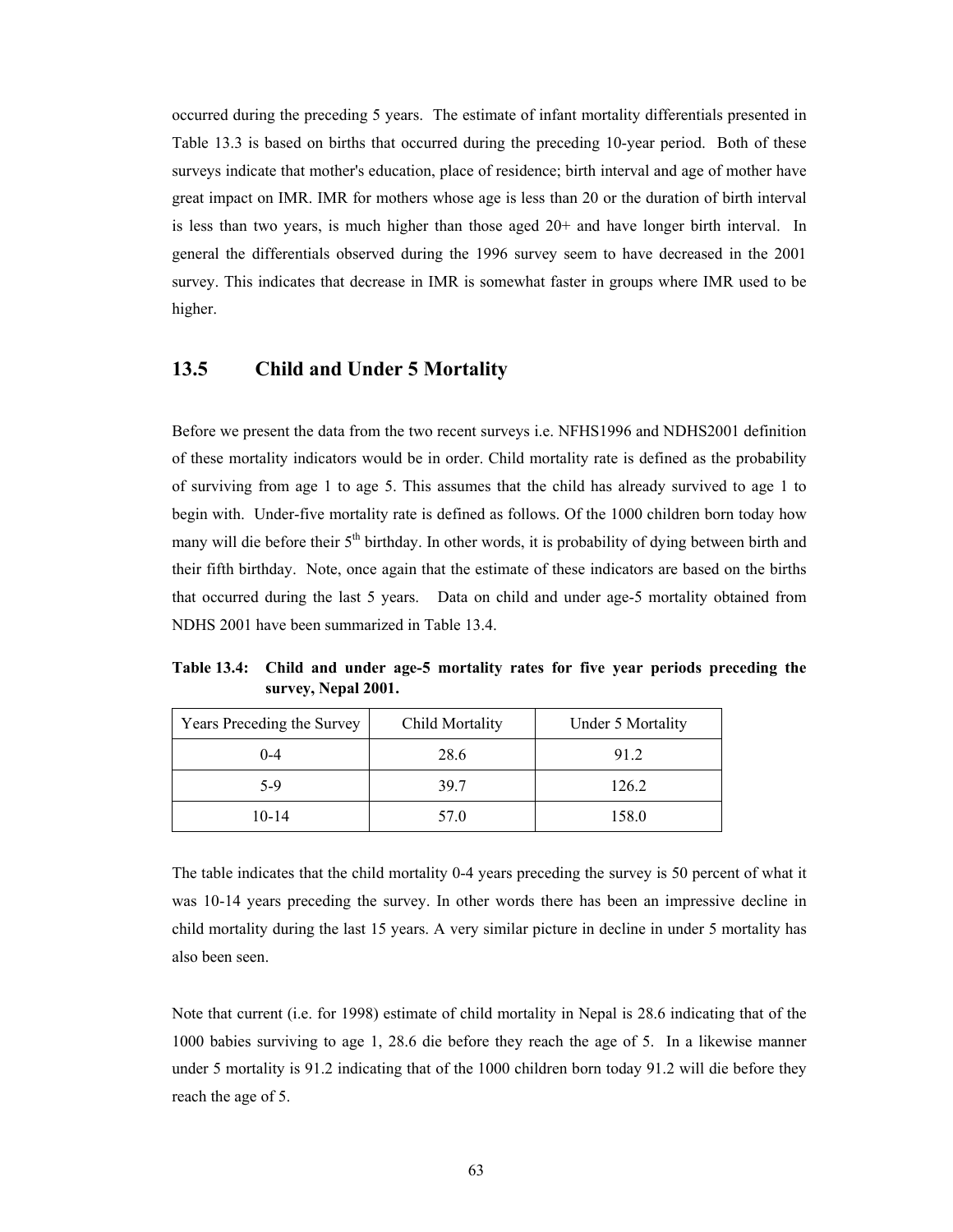occurred during the preceding 5 years. The estimate of infant mortality differentials presented in Table 13.3 is based on births that occurred during the preceding 10-year period. Both of these surveys indicate that mother's education, place of residence; birth interval and age of mother have great impact on IMR. IMR for mothers whose age is less than 20 or the duration of birth interval is less than two years, is much higher than those aged 20+ and have longer birth interval. In general the differentials observed during the 1996 survey seem to have decreased in the 2001 survey. This indicates that decrease in IMR is somewhat faster in groups where IMR used to be higher.

## 13.5 Child and Under 5 Mortality

Before we present the data from the two recent surveys i.e. NFHS1996 and NDHS2001 definition of these mortality indicators would be in order. Child mortality rate is defined as the probability of surviving from age 1 to age 5. This assumes that the child has already survived to age 1 to begin with. Under-five mortality rate is defined as follows. Of the 1000 children born today how many will die before their 5th birthday. In other words, it is probability of dying between birth and their fifth birthday. Note, once again that the estimate of these indicators are based on the births that occurred during the last 5 years. Data on child and under age-5 mortality obtained from NDHS 2001 have been summarized in Table 13.4.

**Table 13.4: Child and under age-5 mortality rates for five year periods preceding the survey, Nepal 2001.**

| Years Preceding the Survey | Child Mortality | Under 5 Mortality |
|---|---|---|
| 0-4 | 28.6 | 91.2 |
| 5-9 | 39.7 | 126.2 |
| 10-14 | 57.0 | 158.0 |

The table indicates that the child mortality 0-4 years preceding the survey is 50 percent of what it was 10-14 years preceding the survey. In other words there has been an impressive decline in child mortality during the last 15 years. A very similar picture in decline in under 5 mortality has also been seen.

Note that current (i.e. for 1998) estimate of child mortality in Nepal is 28.6 indicating that of the 1000 babies surviving to age 1, 28.6 die before they reach the age of 5. In a likewise manner under 5 mortality is 91.2 indicating that of the 1000 children born today 91.2 will die before they reach the age of 5.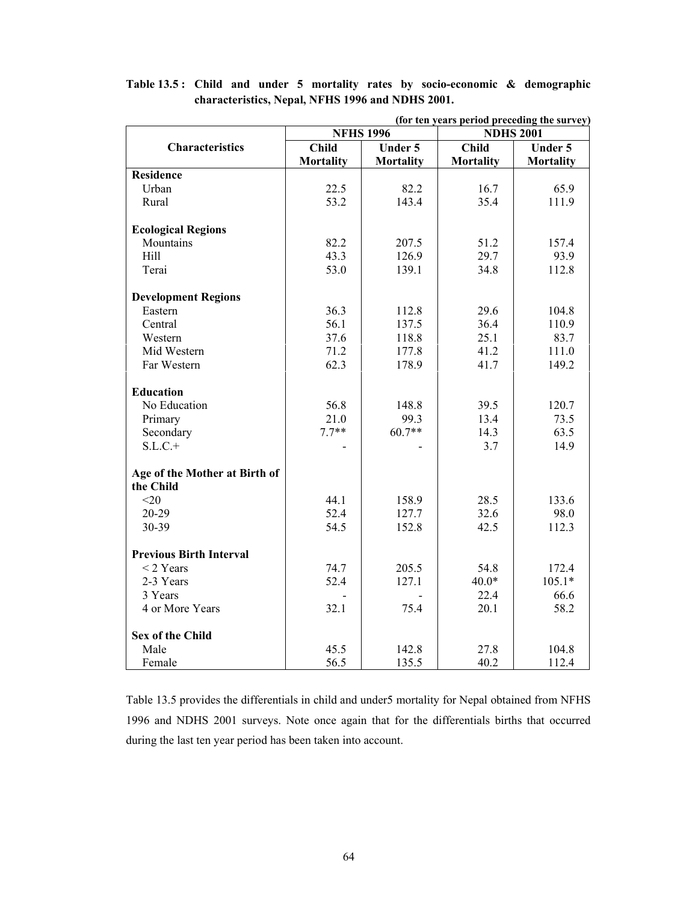**Table 13.5 : Child and under 5 mortality rates by socio-economic & demographic characteristics, Nepal, NFHS 1996 and NDHS 2001.**

**(for ten years period preceding the survey)**

| Characteristics | NFHS 1996 | | NDHS 2001 | |
|---|---|---|---|---|
| | Child Mortality | Under 5 Mortality | Child Mortality | Under 5 Mortality |
| **Residence** | | | | |
| Urban | 22.5 | 82.2 | 16.7 | 65.9 |
| Rural | 53.2 | 143.4 | 35.4 | 111.9 |
| **Ecological Regions** | | | | |
| Mountains | 82.2 | 207.5 | 51.2 | 157.4 |
| Hill | 43.3 | 126.9 | 29.7 | 93.9 |
| Terai | 53.0 | 139.1 | 34.8 | 112.8 |
| **Development Regions** | | | | |
| Eastern | 36.3 | 112.8 | 29.6 | 104.8 |
| Central | 56.1 | 137.5 | 36.4 | 110.9 |
| Western | 37.6 | 118.8 | 25.1 | 83.7 |
| Mid Western | 71.2 | 177.8 | 41.2 | 111.0 |
| Far Western | 62.3 | 178.9 | 41.7 | 149.2 |
| **Education** | | | | |
| No Education | 56.8 | 148.8 | 39.5 | 120.7 |
| Primary | 21.0 | 99.3 | 13.4 | 73.5 |
| Secondary | 7.7** | 60.7** | 14.3 | 63.5 |
| S.L.C.+ | - | - | 3.7 | 14.9 |
| **Age of the Mother at Birth of the Child** | | | | |
| <20 | 44.1 | 158.9 | 28.5 | 133.6 |
| 20-29 | 52.4 | 127.7 | 32.6 | 98.0 |
| 30-39 | 54.5 | 152.8 | 42.5 | 112.3 |
| **Previous Birth Interval** | | | | |
| < 2 Years | 74.7 | 205.5 | 54.8 | 172.4 |
| 2-3 Years | 52.4 | 127.1 | 40.0* | 105.1* |
| 3 Years | - | - | 22.4 | 66.6 |
| 4 or More Years | 32.1 | 75.4 | 20.1 | 58.2 |
| **Sex of the Child** | | | | |
| Male | 45.5 | 142.8 | 27.8 | 104.8 |
| Female | 56.5 | 135.5 | 40.2 | 112.4 |

Table 13.5 provides the differentials in child and under5 mortality for Nepal obtained from NFHS 1996 and NDHS 2001 surveys. Note once again that for the differentials births that occurred during the last ten year period has been taken into account.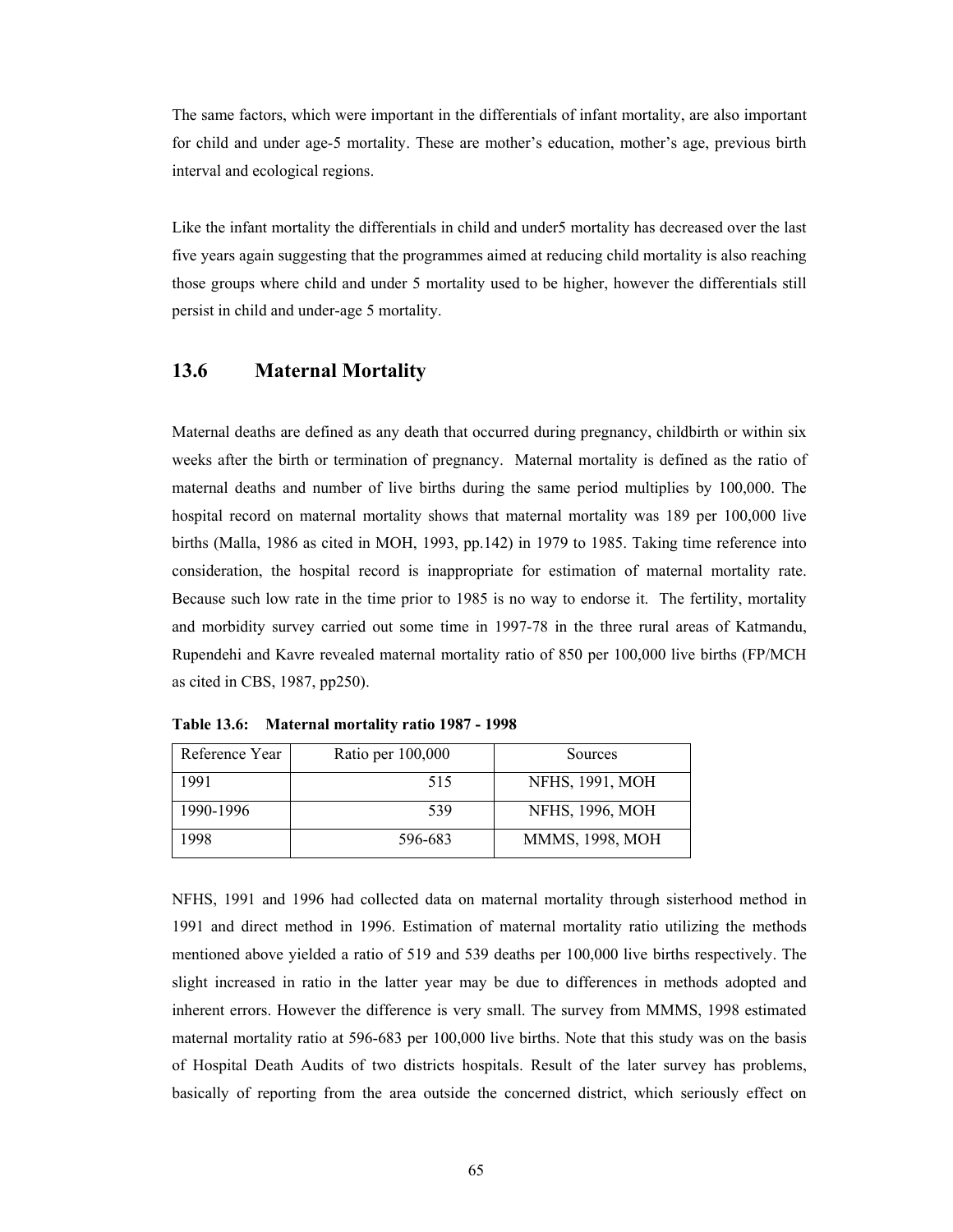The same factors, which were important in the differentials of infant mortality, are also important for child and under age-5 mortality. These are mother's education, mother's age, previous birth interval and ecological regions.

Like the infant mortality the differentials in child and under5 mortality has decreased over the last five years again suggesting that the programmes aimed at reducing child mortality is also reaching those groups where child and under 5 mortality used to be higher, however the differentials still persist in child and under-age 5 mortality.

## 13.6 Maternal Mortality

Maternal deaths are defined as any death that occurred during pregnancy, childbirth or within six weeks after the birth or termination of pregnancy. Maternal mortality is defined as the ratio of maternal deaths and number of live births during the same period multiplies by 100,000. The hospital record on maternal mortality shows that maternal mortality was 189 per 100,000 live births (Malla, 1986 as cited in MOH, 1993, pp.142) in 1979 to 1985. Taking time reference into consideration, the hospital record is inappropriate for estimation of maternal mortality rate. Because such low rate in the time prior to 1985 is no way to endorse it. The fertility, mortality and morbidity survey carried out some time in 1997-78 in the three rural areas of Katmandu, Rupendehi and Kavre revealed maternal mortality ratio of 850 per 100,000 live births (FP/MCH as cited in CBS, 1987, pp250).

**Table 13.6: Maternal mortality ratio 1987 - 1998**

| Reference Year | Ratio per 100,000 | Sources |
|---|---|---|
| 1991 | 515 | NFHS, 1991, MOH |
| 1990-1996 | 539 | NFHS, 1996, MOH |
| 1998 | 596-683 | MMMS, 1998, MOH |

NFHS, 1991 and 1996 had collected data on maternal mortality through sisterhood method in 1991 and direct method in 1996. Estimation of maternal mortality ratio utilizing the methods mentioned above yielded a ratio of 519 and 539 deaths per 100,000 live births respectively. The slight increased in ratio in the latter year may be due to differences in methods adopted and inherent errors. However the difference is very small. The survey from MMMS, 1998 estimated maternal mortality ratio at 596-683 per 100,000 live births. Note that this study was on the basis of Hospital Death Audits of two districts hospitals. Result of the later survey has problems, basically of reporting from the area outside the concerned district, which seriously effect on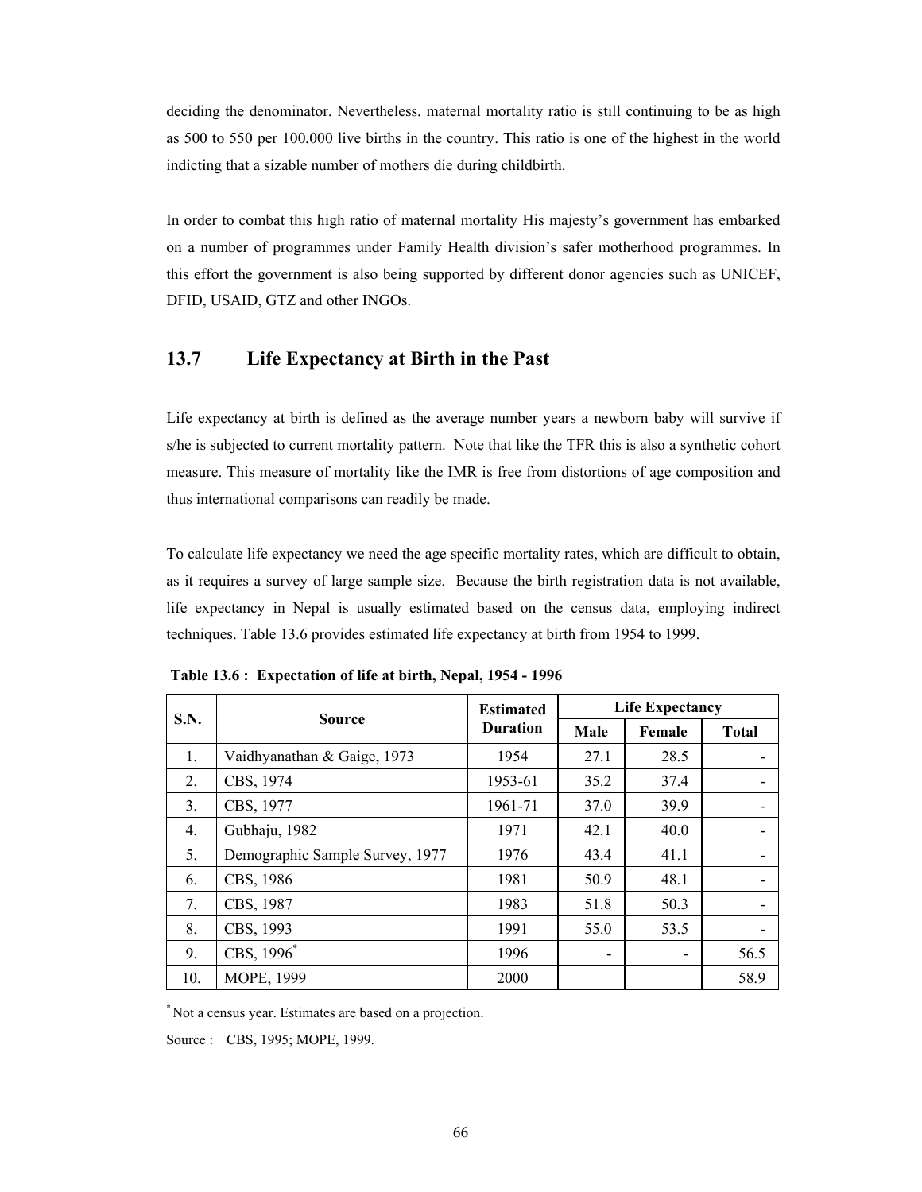deciding the denominator. Nevertheless, maternal mortality ratio is still continuing to be as high as 500 to 550 per 100,000 live births in the country. This ratio is one of the highest in the world indicting that a sizable number of mothers die during childbirth.

In order to combat this high ratio of maternal mortality His majesty's government has embarked on a number of programmes under Family Health division's safer motherhood programmes. In this effort the government is also being supported by different donor agencies such as UNICEF, DFID, USAID, GTZ and other INGOs.

## 13.7 Life Expectancy at Birth in the Past

Life expectancy at birth is defined as the average number years a newborn baby will survive if s/he is subjected to current mortality pattern. Note that like the TFR this is also a synthetic cohort measure. This measure of mortality like the IMR is free from distortions of age composition and thus international comparisons can readily be made.

To calculate life expectancy we need the age specific mortality rates, which are difficult to obtain, as it requires a survey of large sample size. Because the birth registration data is not available, life expectancy in Nepal is usually estimated based on the census data, employing indirect techniques. Table 13.6 provides estimated life expectancy at birth from 1954 to 1999.

**Table 13.6 : Expectation of life at birth, Nepal, 1954 - 1996**

| S.N. | Source | Estimated Duration | Life Expectancy | | |
|---|---|---|---|---|---|
| | | | Male | Female | Total |
| 1. | Vaidhyanathan & Gaige, 1973 | 1954 | 27.1 | 28.5 | - |
| 2. | CBS, 1974 | 1953-61 | 35.2 | 37.4 | - |
| 3. | CBS, 1977 | 1961-71 | 37.0 | 39.9 | - |
| 4. | Gubhaju, 1982 | 1971 | 42.1 | 40.0 | - |
| 5. | Demographic Sample Survey, 1977 | 1976 | 43.4 | 41.1 | - |
| 6. | CBS, 1986 | 1981 | 50.9 | 48.1 | - |
| 7. | CBS, 1987 | 1983 | 51.8 | 50.3 | - |
| 8. | CBS, 1993 | 1991 | 55.0 | 53.5 | - |
| 9. | CBS, 1996* | 1996 | - | - | 56.5 |
| 10. | MOPE, 1999 | 2000 | | | 58.9 |

*Not a census year. Estimates are based on a projection.

Source : CBS, 1995; MOPE, 1999.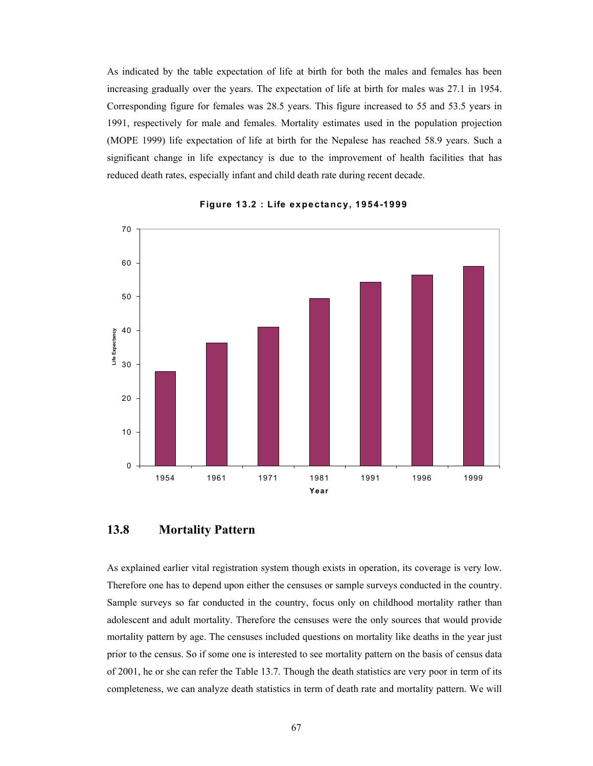As indicated by the table expectation of life at birth for both the males and females has been increasing gradually over the years. The expectation of life at birth for males was 27.1 in 1954. Corresponding figure for females was 28.5 years. This figure increased to 55 and 53.5 years in 1991, respectively for male and females. Mortality estimates used in the population projection (MOPE 1999) life expectation of life at birth for the Nepalese has reached 58.9 years. Such a significant change in life expectancy is due to the improvement of health facilities that has reduced death rates, especially infant and child death rate during recent decade.

**Figure 13.2 : Life expectancy, 1954-1999**

## 13.8 Mortality Pattern

As explained earlier vital registration system though exists in operation, its coverage is very low. Therefore one has to depend upon either the censuses or sample surveys conducted in the country. Sample surveys so far conducted in the country, focus only on childhood mortality rather than adolescent and adult mortality. Therefore the censuses were the only sources that would provide mortality pattern by age. The censuses included questions on mortality like deaths in the year just prior to the census. So if some one is interested to see mortality pattern on the basis of census data of 2001, he or she can refer the Table 13.7. Though the death statistics are very poor in term of its completeness, we can analyze death statistics in term of death rate and mortality pattern. We will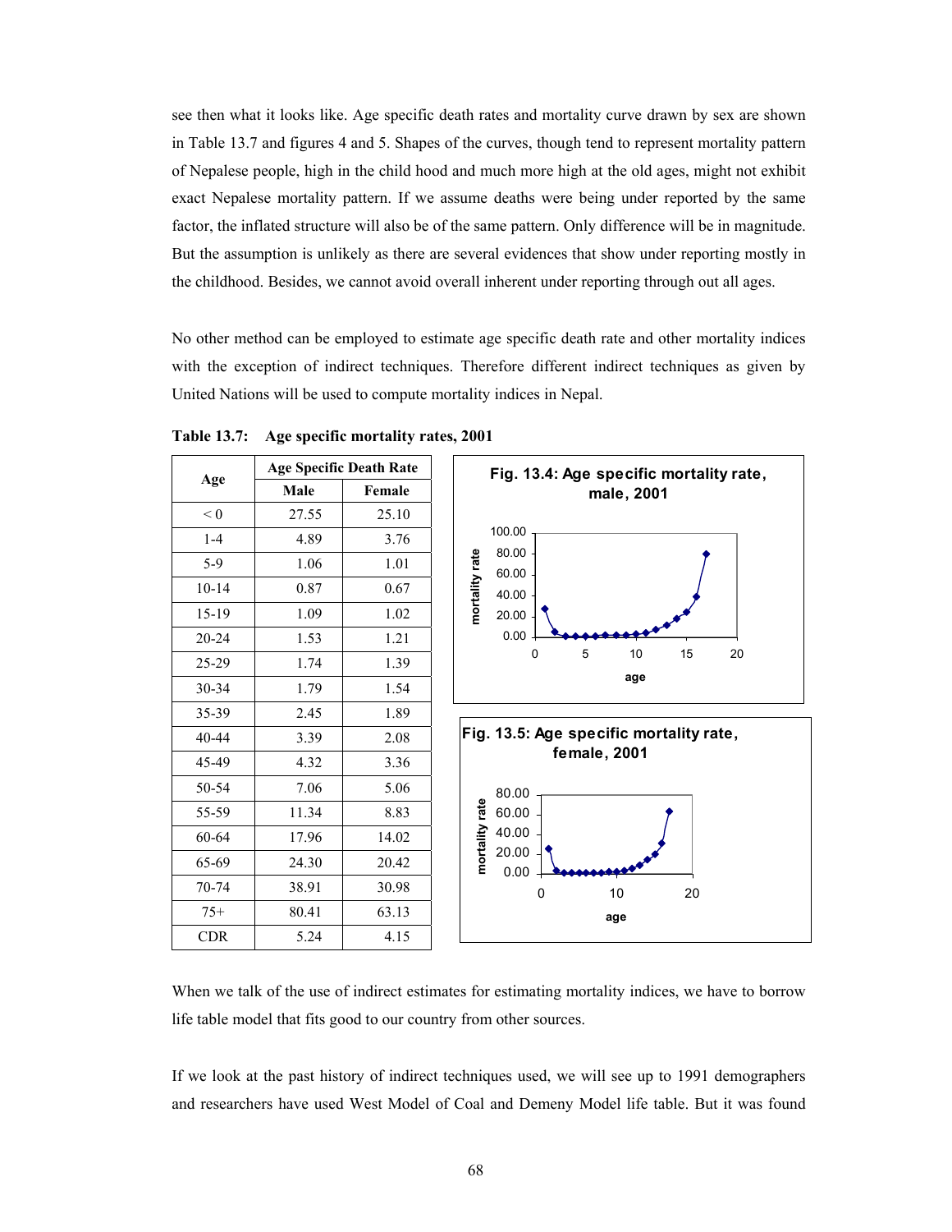see then what it looks like. Age specific death rates and mortality curve drawn by sex are shown in Table 13.7 and figures 4 and 5. Shapes of the curves, though tend to represent mortality pattern of Nepalese people, high in the child hood and much more high at the old ages, might not exhibit exact Nepalese mortality pattern. If we assume deaths were being under reported by the same factor, the inflated structure will also be of the same pattern. Only difference will be in magnitude. But the assumption is unlikely as there are several evidences that show under reporting mostly in the childhood. Besides, we cannot avoid overall inherent under reporting through out all ages.

No other method can be employed to estimate age specific death rate and other mortality indices with the exception of indirect techniques. Therefore different indirect techniques as given by United Nations will be used to compute mortality indices in Nepal.

**Table 13.7: Age specific mortality rates, 2001**

| Age | Age Specific Death Rate | |
|---|---|---|
| | Male | Female |
| < 0 | 27.55 | 25.10 |
| 1-4 | 4.89 | 3.76 |
| 5-9 | 1.06 | 1.01 |
| 10-14 | 0.87 | 0.67 |
| 15-19 | 1.09 | 1.02 |
| 20-24 | 1.53 | 1.21 |
| 25-29 | 1.74 | 1.39 |
| 30-34 | 1.79 | 1.54 |
| 35-39 | 2.45 | 1.89 |
| 40-44 | 3.39 | 2.08 |
| 45-49 | 4.32 | 3.36 |
| 50-54 | 7.06 | 5.06 |
| 55-59 | 11.34 | 8.83 |
| 60-64 | 17.96 | 14.02 |
| 65-69 | 24.30 | 20.42 |
| 70-74 | 38.91 | 30.98 |
| 75+ | 80.41 | 63.13 |
| CDR | 5.24 | 4.15 |

**Fig. 13.4: Age specific mortality rate, male, 2001**

**Fig. 13.5: Age specific mortality rate, female, 2001**

When we talk of the use of indirect estimates for estimating mortality indices, we have to borrow life table model that fits good to our country from other sources.

If we look at the past history of indirect techniques used, we will see up to 1991 demographers and researchers have used West Model of Coal and Demeny Model life table. But it was found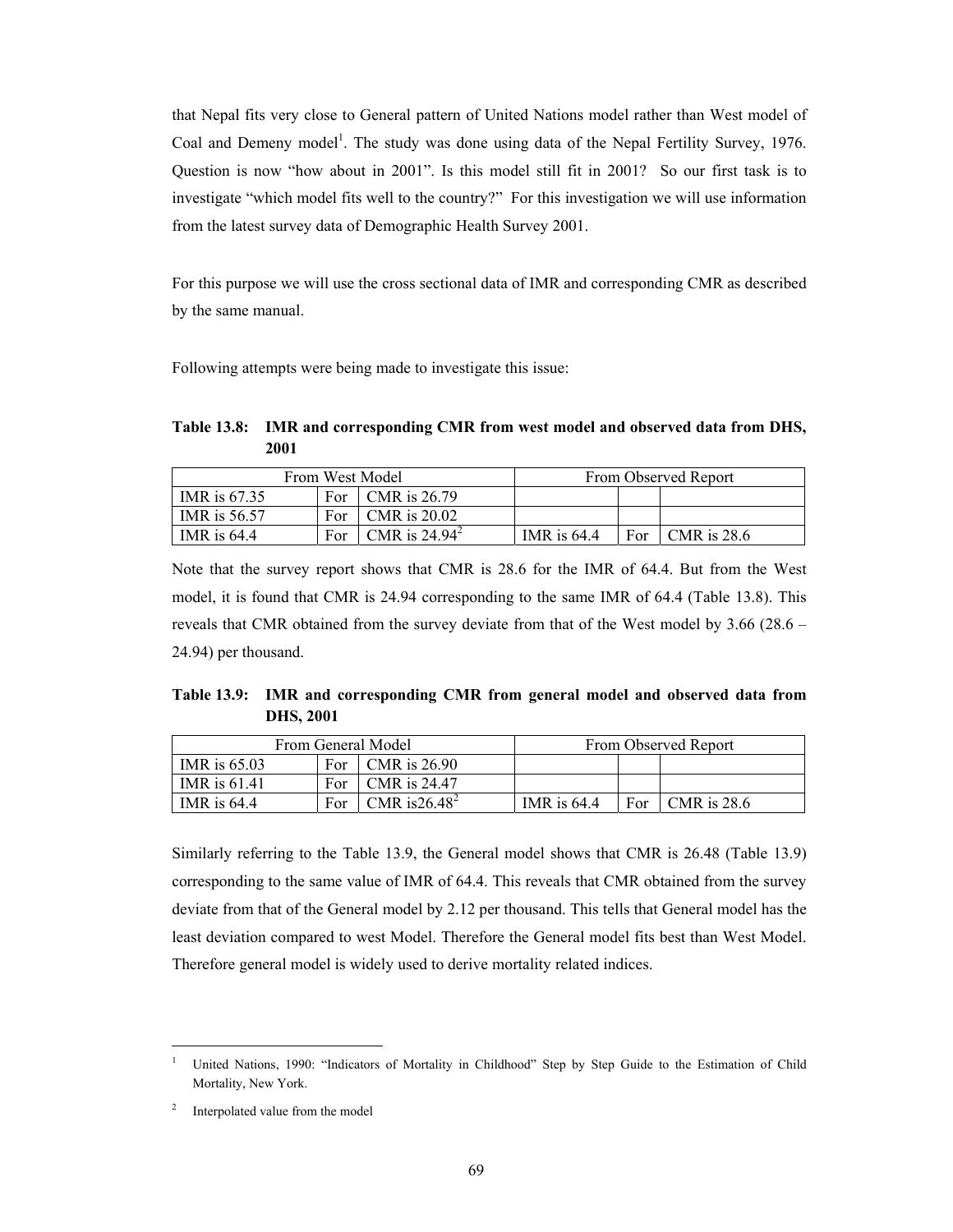that Nepal fits very close to General pattern of United Nations model rather than West model of Coal and Demeny model[1]. The study was done using data of the Nepal Fertility Survey, 1976. Question is now "how about in 2001". Is this model still fit in 2001? So our first task is to investigate "which model fits well to the country?" For this investigation we will use information from the latest survey data of Demographic Health Survey 2001.

For this purpose we will use the cross sectional data of IMR and corresponding CMR as described by the same manual.

Following attempts were being made to investigate this issue:

**Table 13.8: IMR and corresponding CMR from west model and observed data from DHS, 2001**

| From West Model | | | From Observed Report | | |
|---|---|---|---|---|---|
| IMR is 67.35 | For | CMR is 26.79 | | | |
| IMR is 56.57 | For | CMR is 20.02 | | | |
| IMR is 64.4 | For | CMR is 24.94[2] | IMR is 64.4 | For | CMR is 28.6 |

Note that the survey report shows that CMR is 28.6 for the IMR of 64.4. But from the West model, it is found that CMR is 24.94 corresponding to the same IMR of 64.4 (Table 13.8). This reveals that CMR obtained from the survey deviate from that of the West model by 3.66 (28.6 – 24.94) per thousand.

**Table 13.9: IMR and corresponding CMR from general model and observed data from DHS, 2001**

| From General Model | | | From Observed Report | | |
|---|---|---|---|---|---|
| IMR is 65.03 | For | CMR is 26.90 | | | |
| IMR is 61.41 | For | CMR is 24.47 | | | |
| IMR is 64.4 | For | CMR is26.48[2] | IMR is 64.4 | For | CMR is 28.6 |

Similarly referring to the Table 13.9, the General model shows that CMR is 26.48 (Table 13.9) corresponding to the same value of IMR of 64.4. This reveals that CMR obtained from the survey deviate from that of the General model by 2.12 per thousand. This tells that General model has the least deviation compared to west Model. Therefore the General model fits best than West Model. Therefore general model is widely used to derive mortality related indices.

---

[1] United Nations, 1990: "Indicators of Mortality in Childhood" Step by Step Guide to the Estimation of Child Mortality, New York.

[2] Interpolated value from the model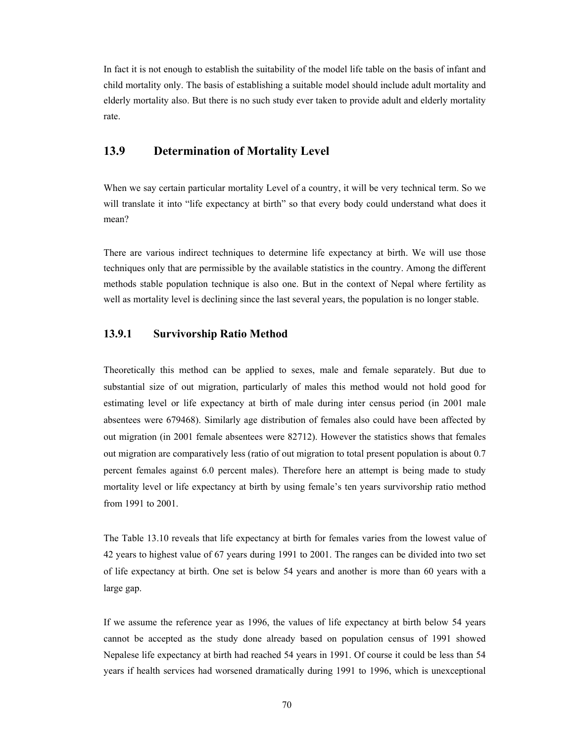In fact it is not enough to establish the suitability of the model life table on the basis of infant and child mortality only. The basis of establishing a suitable model should include adult mortality and elderly mortality also. But there is no such study ever taken to provide adult and elderly mortality rate.

## 13.9 Determination of Mortality Level

When we say certain particular mortality Level of a country, it will be very technical term. So we will translate it into "life expectancy at birth" so that every body could understand what does it mean?

There are various indirect techniques to determine life expectancy at birth. We will use those techniques only that are permissible by the available statistics in the country. Among the different methods stable population technique is also one. But in the context of Nepal where fertility as well as mortality level is declining since the last several years, the population is no longer stable.

### 13.9.1 Survivorship Ratio Method

Theoretically this method can be applied to sexes, male and female separately. But due to substantial size of out migration, particularly of males this method would not hold good for estimating level or life expectancy at birth of male during inter census period (in 2001 male absentees were 679468). Similarly age distribution of females also could have been affected by out migration (in 2001 female absentees were 82712). However the statistics shows that females out migration are comparatively less (ratio of out migration to total present population is about 0.7 percent females against 6.0 percent males). Therefore here an attempt is being made to study mortality level or life expectancy at birth by using female's ten years survivorship ratio method from 1991 to 2001.

The Table 13.10 reveals that life expectancy at birth for females varies from the lowest value of 42 years to highest value of 67 years during 1991 to 2001. The ranges can be divided into two set of life expectancy at birth. One set is below 54 years and another is more than 60 years with a large gap.

If we assume the reference year as 1996, the values of life expectancy at birth below 54 years cannot be accepted as the study done already based on population census of 1991 showed Nepalese life expectancy at birth had reached 54 years in 1991. Of course it could be less than 54 years if health services had worsened dramatically during 1991 to 1996, which is unexceptional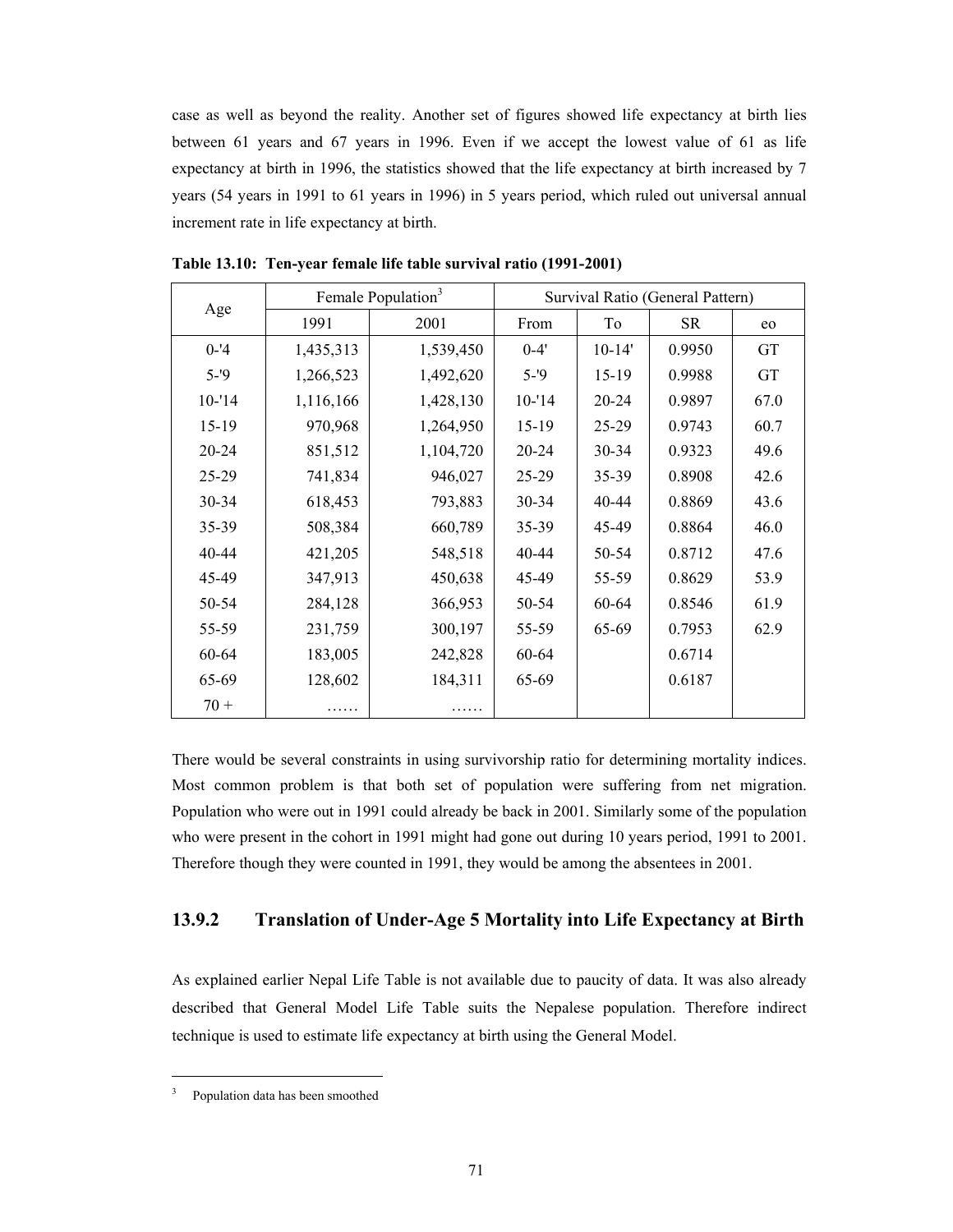case as well as beyond the reality. Another set of figures showed life expectancy at birth lies between 61 years and 67 years in 1996. Even if we accept the lowest value of 61 as life expectancy at birth in 1996, the statistics showed that the life expectancy at birth increased by 7 years (54 years in 1991 to 61 years in 1996) in 5 years period, which ruled out universal annual increment rate in life expectancy at birth.

**Table 13.10: Ten-year female life table survival ratio (1991-2001)**

| Age | Female Population[3] | | Survival Ratio (General Pattern) | | | |
|---|---|---|---|---|---|---|
| | 1991 | 2001 | From | To | SR | eo |
| 0-'4 | 1,435,313 | 1,539,450 | 0-4' | 10-14' | 0.9950 | GT |
| 5-'9 | 1,266,523 | 1,492,620 | 5-'9 | 15-19 | 0.9988 | GT |
| 10-'14 | 1,116,166 | 1,428,130 | 10-'14 | 20-24 | 0.9897 | 67.0 |
| 15-19 | 970,968 | 1,264,950 | 15-19 | 25-29 | 0.9743 | 60.7 |
| 20-24 | 851,512 | 1,104,720 | 20-24 | 30-34 | 0.9323 | 49.6 |
| 25-29 | 741,834 | 946,027 | 25-29 | 35-39 | 0.8908 | 42.6 |
| 30-34 | 618,453 | 793,883 | 30-34 | 40-44 | 0.8869 | 43.6 |
| 35-39 | 508,384 | 660,789 | 35-39 | 45-49 | 0.8864 | 46.0 |
| 40-44 | 421,205 | 548,518 | 40-44 | 50-54 | 0.8712 | 47.6 |
| 45-49 | 347,913 | 450,638 | 45-49 | 55-59 | 0.8629 | 53.9 |
| 50-54 | 284,128 | 366,953 | 50-54 | 60-64 | 0.8546 | 61.9 |
| 55-59 | 231,759 | 300,197 | 55-59 | 65-69 | 0.7953 | 62.9 |
| 60-64 | 183,005 | 242,828 | 60-64 | | 0.6714 | |
| 65-69 | 128,602 | 184,311 | 65-69 | | 0.6187 | |
| 70 + | …… | …… | | | | |

There would be several constraints in using survivorship ratio for determining mortality indices. Most common problem is that both set of population were suffering from net migration. Population who were out in 1991 could already be back in 2001. Similarly some of the population who were present in the cohort in 1991 might had gone out during 10 years period, 1991 to 2001. Therefore though they were counted in 1991, they would be among the absentees in 2001.

### 13.9.2 Translation of Under-Age 5 Mortality into Life Expectancy at Birth

As explained earlier Nepal Life Table is not available due to paucity of data. It was also already described that General Model Life Table suits the Nepalese population. Therefore indirect technique is used to estimate life expectancy at birth using the General Model.

---

[3] Population data has been smoothed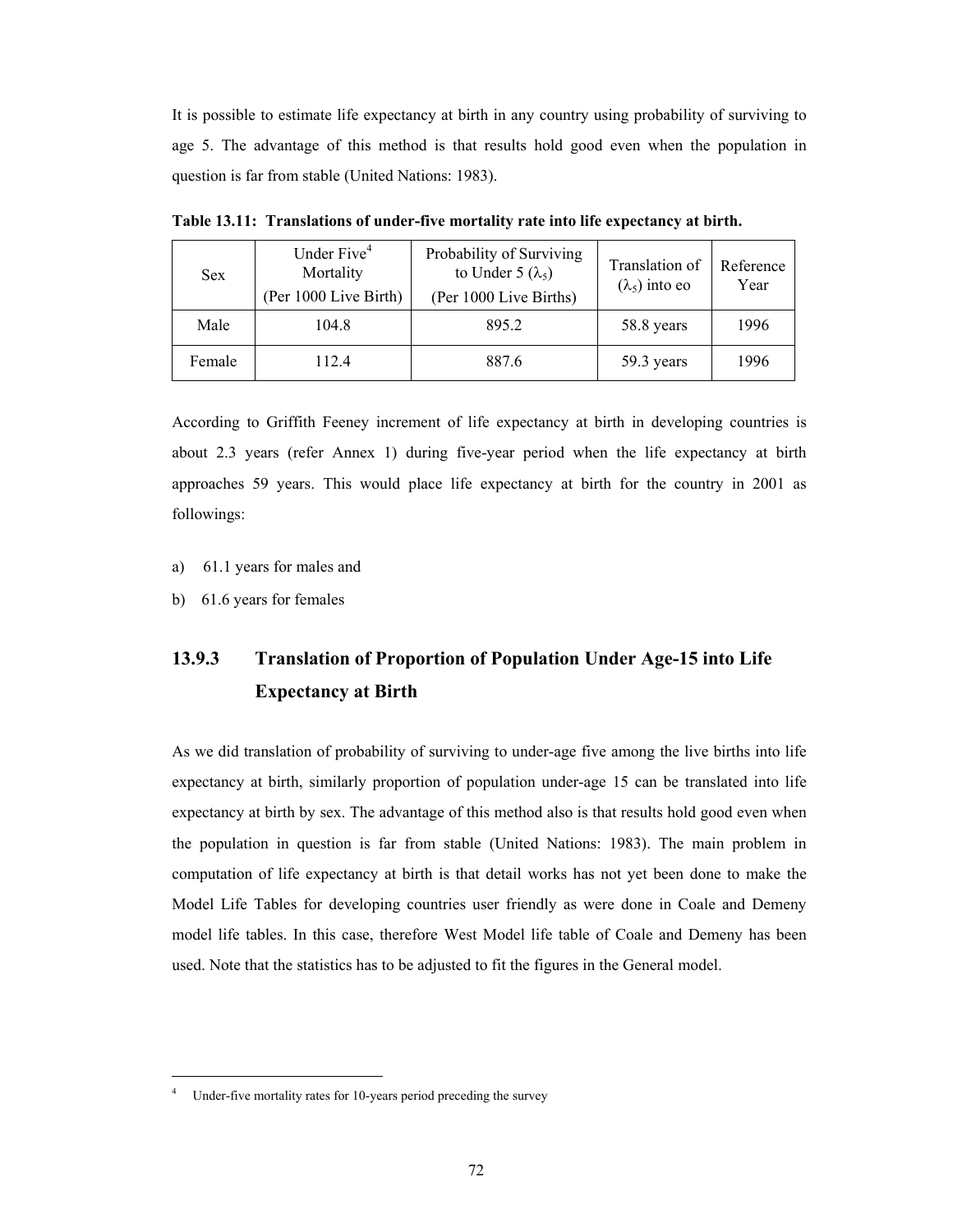It is possible to estimate life expectancy at birth in any country using probability of surviving to age 5. The advantage of this method is that results hold good even when the population in question is far from stable (United Nations: 1983).

**Table 13.11: Translations of under-five mortality rate into life expectancy at birth.**

| Sex | Under Five[4] Mortality (Per 1000 Live Birth) | Probability of Surviving to Under 5 ($\lambda_5$) (Per 1000 Live Births) | Translation of ($\lambda_5$) into eo | Reference Year |
|---|---|---|---|---|
| Male | 104.8 | 895.2 | 58.8 years | 1996 |
| Female | 112.4 | 887.6 | 59.3 years | 1996 |

According to Griffith Feeney increment of life expectancy at birth in developing countries is about 2.3 years (refer Annex 1) during five-year period when the life expectancy at birth approaches 59 years. This would place life expectancy at birth for the country in 2001 as followings:

a) 61.1 years for males and

b) 61.6 years for females

### 13.9.3 Translation of Proportion of Population Under Age-15 into Life Expectancy at Birth

As we did translation of probability of surviving to under-age five among the live births into life expectancy at birth, similarly proportion of population under-age 15 can be translated into life expectancy at birth by sex. The advantage of this method also is that results hold good even when the population in question is far from stable (United Nations: 1983). The main problem in computation of life expectancy at birth is that detail works has not yet been done to make the Model Life Tables for developing countries user friendly as were done in Coale and Demeny model life tables. In this case, therefore West Model life table of Coale and Demeny has been used. Note that the statistics has to be adjusted to fit the figures in the General model.

[4] Under-five mortality rates for 10-years period preceding the survey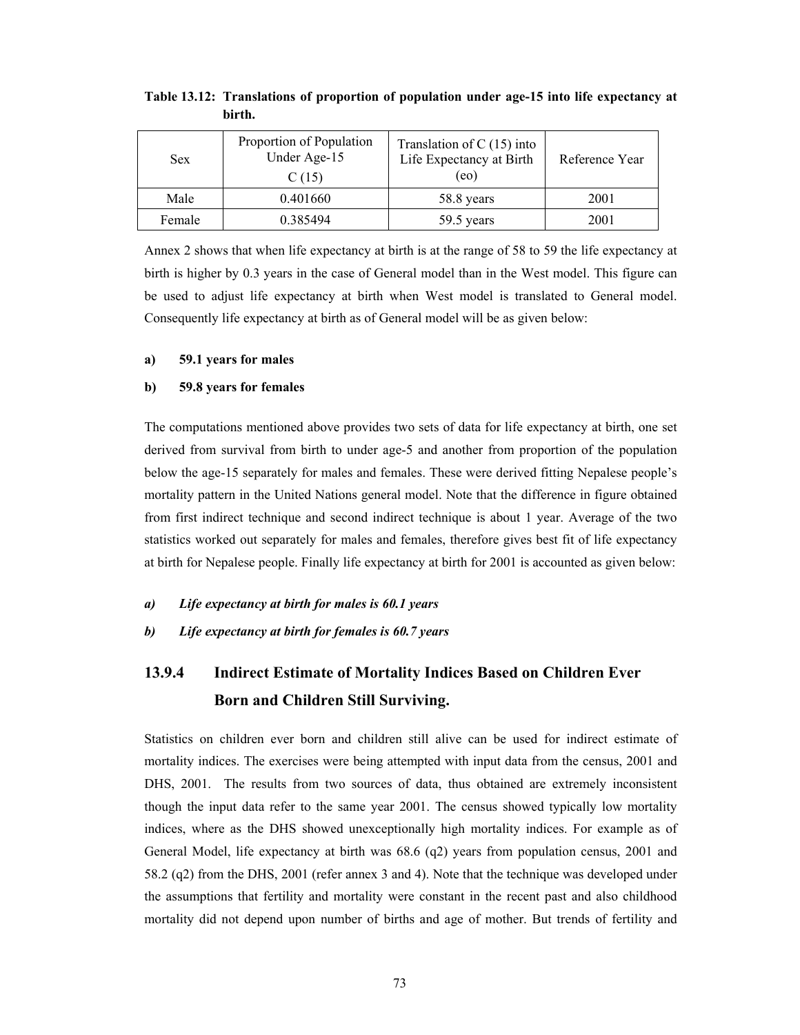**Table 13.12: Translations of proportion of population under age-15 into life expectancy at birth.**

| Sex | Proportion of Population Under Age-15 C (15) | Translation of C (15) into Life Expectancy at Birth (eo) | Reference Year |
|---|---|---|---|
| Male | 0.401660 | 58.8 years | 2001 |
| Female | 0.385494 | 59.5 years | 2001 |

Annex 2 shows that when life expectancy at birth is at the range of 58 to 59 the life expectancy at birth is higher by 0.3 years in the case of General model than in the West model. This figure can be used to adjust life expectancy at birth when West model is translated to General model. Consequently life expectancy at birth as of General model will be as given below:

**a) 59.1 years for males**

**b) 59.8 years for females**

The computations mentioned above provides two sets of data for life expectancy at birth, one set derived from survival from birth to under age-5 and another from proportion of the population below the age-15 separately for males and females. These were derived fitting Nepalese people's mortality pattern in the United Nations general model. Note that the difference in figure obtained from first indirect technique and second indirect technique is about 1 year. Average of the two statistics worked out separately for males and females, therefore gives best fit of life expectancy at birth for Nepalese people. Finally life expectancy at birth for 2001 is accounted as given below:

***a) Life expectancy at birth for males is 60.1 years***

***b) Life expectancy at birth for females is 60.7 years***

### 13.9.4 Indirect Estimate of Mortality Indices Based on Children Ever Born and Children Still Surviving.

Statistics on children ever born and children still alive can be used for indirect estimate of mortality indices. The exercises were being attempted with input data from the census, 2001 and DHS, 2001. The results from two sources of data, thus obtained are extremely inconsistent though the input data refer to the same year 2001. The census showed typically low mortality indices, where as the DHS showed unexceptionally high mortality indices. For example as of General Model, life expectancy at birth was 68.6 (q2) years from population census, 2001 and 58.2 (q2) from the DHS, 2001 (refer annex 3 and 4). Note that the technique was developed under the assumptions that fertility and mortality were constant in the recent past and also childhood mortality did not depend upon number of births and age of mother. But trends of fertility and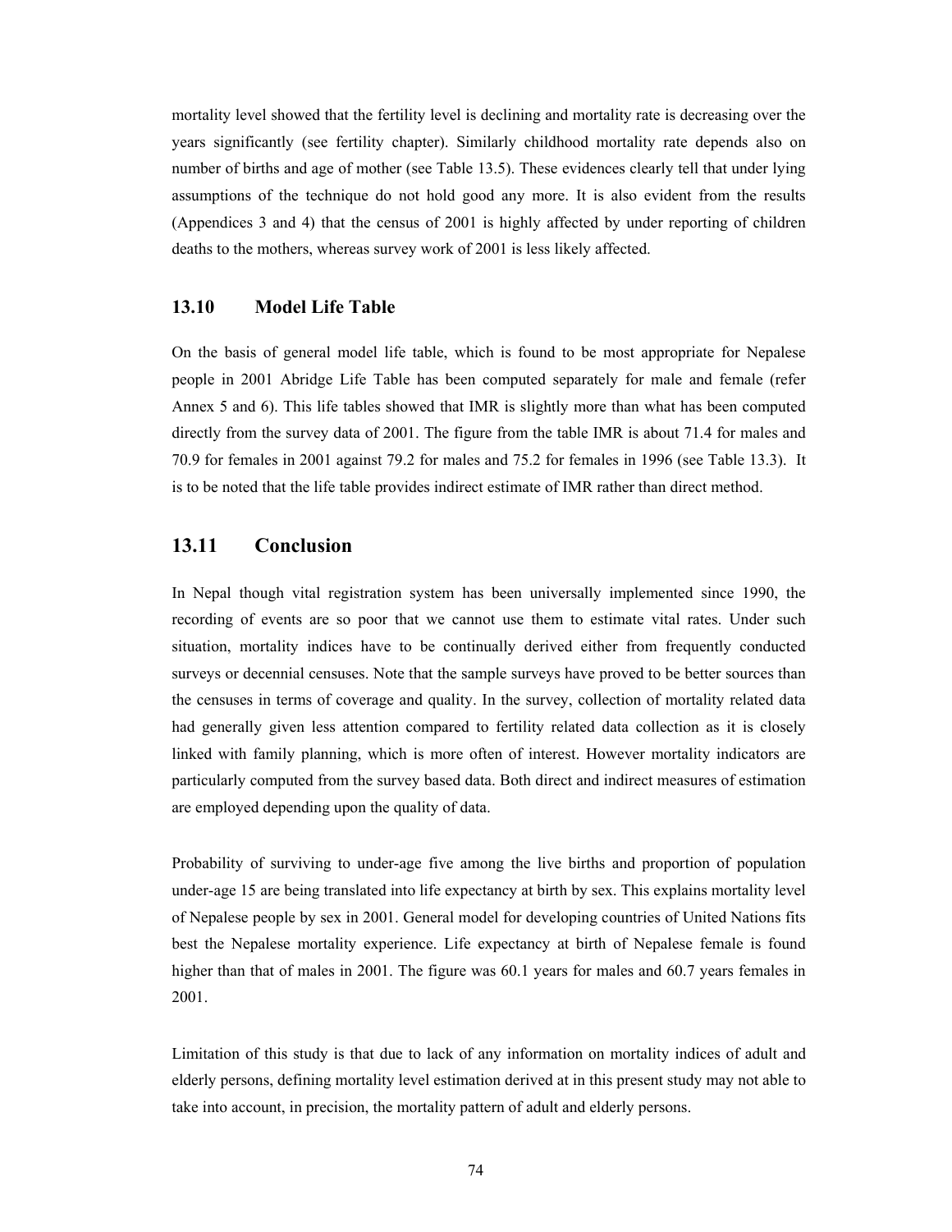mortality level showed that the fertility level is declining and mortality rate is decreasing over the years significantly (see fertility chapter). Similarly childhood mortality rate depends also on number of births and age of mother (see Table 13.5). These evidences clearly tell that under lying assumptions of the technique do not hold good any more. It is also evident from the results (Appendices 3 and 4) that the census of 2001 is highly affected by under reporting of children deaths to the mothers, whereas survey work of 2001 is less likely affected.

### 13.10 Model Life Table

On the basis of general model life table, which is found to be most appropriate for Nepalese people in 2001 Abridge Life Table has been computed separately for male and female (refer Annex 5 and 6). This life tables showed that IMR is slightly more than what has been computed directly from the survey data of 2001. The figure from the table IMR is about 71.4 for males and 70.9 for females in 2001 against 79.2 for males and 75.2 for females in 1996 (see Table 13.3). It is to be noted that the life table provides indirect estimate of IMR rather than direct method.

## 13.11 Conclusion

In Nepal though vital registration system has been universally implemented since 1990, the recording of events are so poor that we cannot use them to estimate vital rates. Under such situation, mortality indices have to be continually derived either from frequently conducted surveys or decennial censuses. Note that the sample surveys have proved to be better sources than the censuses in terms of coverage and quality. In the survey, collection of mortality related data had generally given less attention compared to fertility related data collection as it is closely linked with family planning, which is more often of interest. However mortality indicators are particularly computed from the survey based data. Both direct and indirect measures of estimation are employed depending upon the quality of data.

Probability of surviving to under-age five among the live births and proportion of population under-age 15 are being translated into life expectancy at birth by sex. This explains mortality level of Nepalese people by sex in 2001. General model for developing countries of United Nations fits best the Nepalese mortality experience. Life expectancy at birth of Nepalese female is found higher than that of males in 2001. The figure was 60.1 years for males and 60.7 years females in 2001.

Limitation of this study is that due to lack of any information on mortality indices of adult and elderly persons, defining mortality level estimation derived at in this present study may not able to take into account, in precision, the mortality pattern of adult and elderly persons.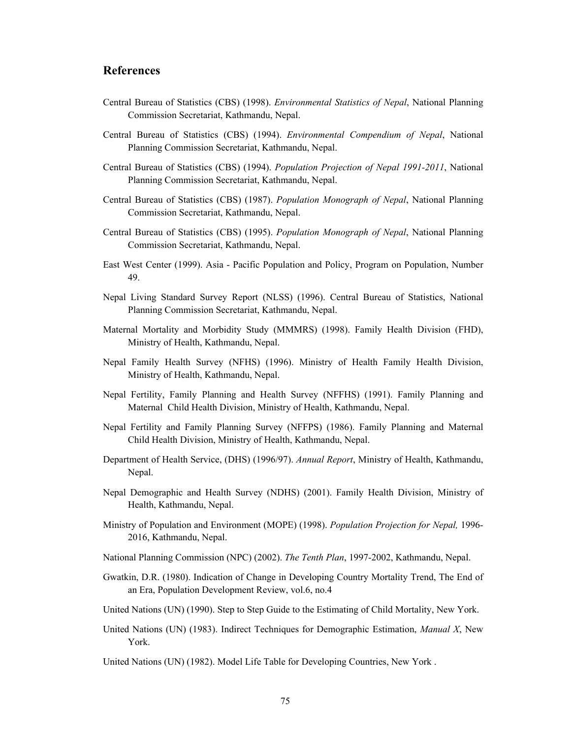## References

Central Bureau of Statistics (CBS) (1998). *Environmental Statistics of Nepal*, National Planning Commission Secretariat, Kathmandu, Nepal.

Central Bureau of Statistics (CBS) (1994). *Environmental Compendium of Nepal*, National Planning Commission Secretariat, Kathmandu, Nepal.

Central Bureau of Statistics (CBS) (1994). *Population Projection of Nepal 1991-2011*, National Planning Commission Secretariat, Kathmandu, Nepal.

Central Bureau of Statistics (CBS) (1987). *Population Monograph of Nepal*, National Planning Commission Secretariat, Kathmandu, Nepal.

Central Bureau of Statistics (CBS) (1995). *Population Monograph of Nepal*, National Planning Commission Secretariat, Kathmandu, Nepal.

East West Center (1999). Asia - Pacific Population and Policy, Program on Population, Number 49.

Nepal Living Standard Survey Report (NLSS) (1996). Central Bureau of Statistics, National Planning Commission Secretariat, Kathmandu, Nepal.

Maternal Mortality and Morbidity Study (MMMRS) (1998). Family Health Division (FHD), Ministry of Health, Kathmandu, Nepal.

Nepal Family Health Survey (NFHS) (1996). Ministry of Health Family Health Division, Ministry of Health, Kathmandu, Nepal.

Nepal Fertility, Family Planning and Health Survey (NFFHS) (1991). Family Planning and Maternal Child Health Division, Ministry of Health, Kathmandu, Nepal.

Nepal Fertility and Family Planning Survey (NFFPS) (1986). Family Planning and Maternal Child Health Division, Ministry of Health, Kathmandu, Nepal.

Department of Health Service, (DHS) (1996/97). *Annual Report*, Ministry of Health, Kathmandu, Nepal.

Nepal Demographic and Health Survey (NDHS) (2001). Family Health Division, Ministry of Health, Kathmandu, Nepal.

Ministry of Population and Environment (MOPE) (1998). *Population Projection for Nepal,* 1996-2016, Kathmandu, Nepal.

National Planning Commission (NPC) (2002). *The Tenth Plan*, 1997-2002, Kathmandu, Nepal.

Gwatkin, D.R. (1980). Indication of Change in Developing Country Mortality Trend, The End of an Era, Population Development Review, vol.6, no.4

United Nations (UN) (1990). Step to Step Guide to the Estimating of Child Mortality, New York.

United Nations (UN) (1983). Indirect Techniques for Demographic Estimation, *Manual X*, New York.

United Nations (UN) (1982). Model Life Table for Developing Countries, New York .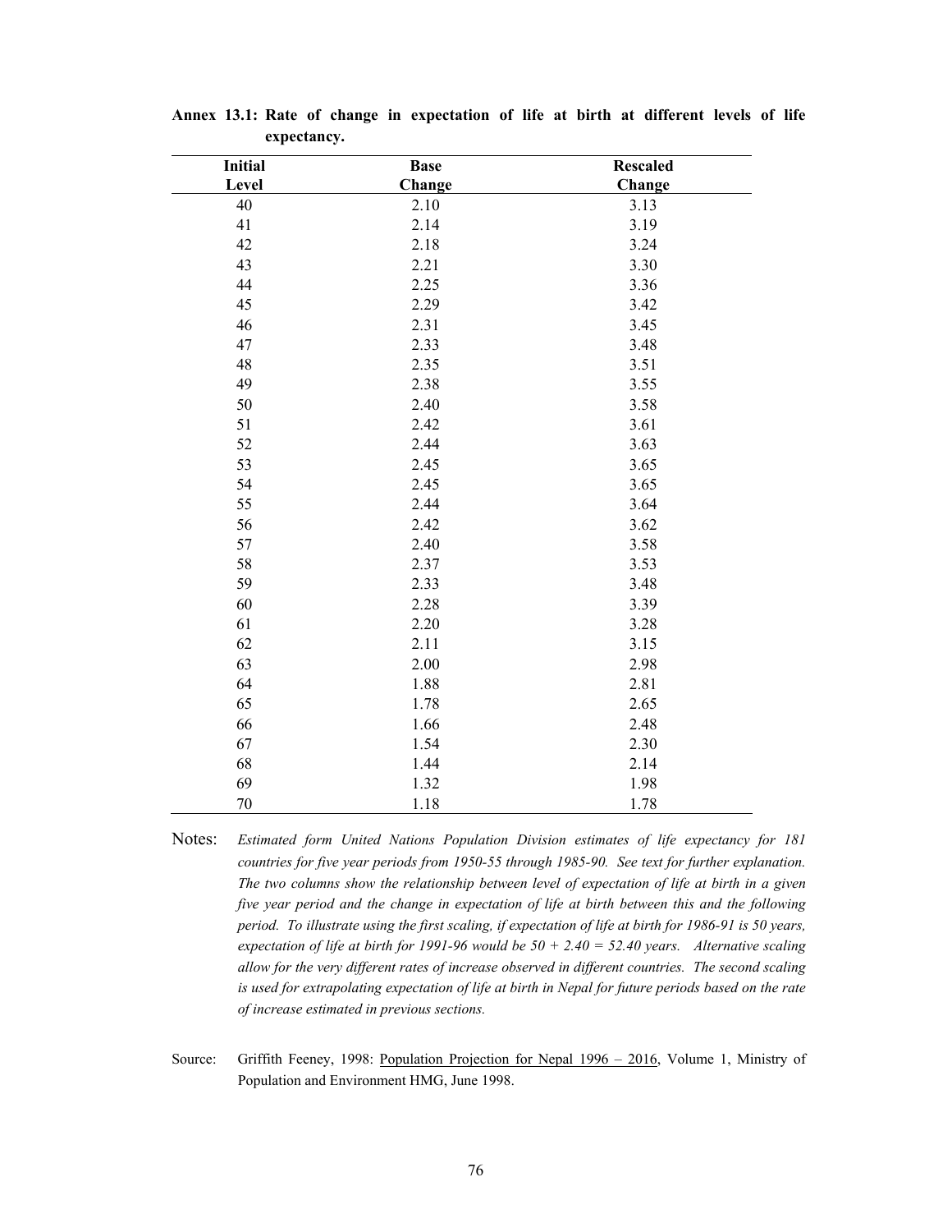**Annex 13.1: Rate of change in expectation of life at birth at different levels of life expectancy.**

| Initial Level | Base Change | Rescaled Change |
|---|---|---|
| 40 | 2.10 | 3.13 |
| 41 | 2.14 | 3.19 |
| 42 | 2.18 | 3.24 |
| 43 | 2.21 | 3.30 |
| 44 | 2.25 | 3.36 |
| 45 | 2.29 | 3.42 |
| 46 | 2.31 | 3.45 |
| 47 | 2.33 | 3.48 |
| 48 | 2.35 | 3.51 |
| 49 | 2.38 | 3.55 |
| 50 | 2.40 | 3.58 |
| 51 | 2.42 | 3.61 |
| 52 | 2.44 | 3.63 |
| 53 | 2.45 | 3.65 |
| 54 | 2.45 | 3.65 |
| 55 | 2.44 | 3.64 |
| 56 | 2.42 | 3.62 |
| 57 | 2.40 | 3.58 |
| 58 | 2.37 | 3.53 |
| 59 | 2.33 | 3.48 |
| 60 | 2.28 | 3.39 |
| 61 | 2.20 | 3.28 |
| 62 | 2.11 | 3.15 |
| 63 | 2.00 | 2.98 |
| 64 | 1.88 | 2.81 |
| 65 | 1.78 | 2.65 |
| 66 | 1.66 | 2.48 |
| 67 | 1.54 | 2.30 |
| 68 | 1.44 | 2.14 |
| 69 | 1.32 | 1.98 |
| 70 | 1.18 | 1.78 |

Notes: *Estimated form United Nations Population Division estimates of life expectancy for 181 countries for five year periods from 1950-55 through 1985-90. See text for further explanation. The two columns show the relationship between level of expectation of life at birth in a given five year period and the change in expectation of life at birth between this and the following period. To illustrate using the first scaling, if expectation of life at birth for 1986-91 is 50 years, expectation of life at birth for 1991-96 would be 50 + 2.40 = 52.40 years. Alternative scaling allow for the very different rates of increase observed in different countries. The second scaling is used for extrapolating expectation of life at birth in Nepal for future periods based on the rate of increase estimated in previous sections.*

Source: Griffith Feeney, 1998: Population Projection for Nepal 1996 – 2016, Volume 1, Ministry of Population and Environment HMG, June 1998.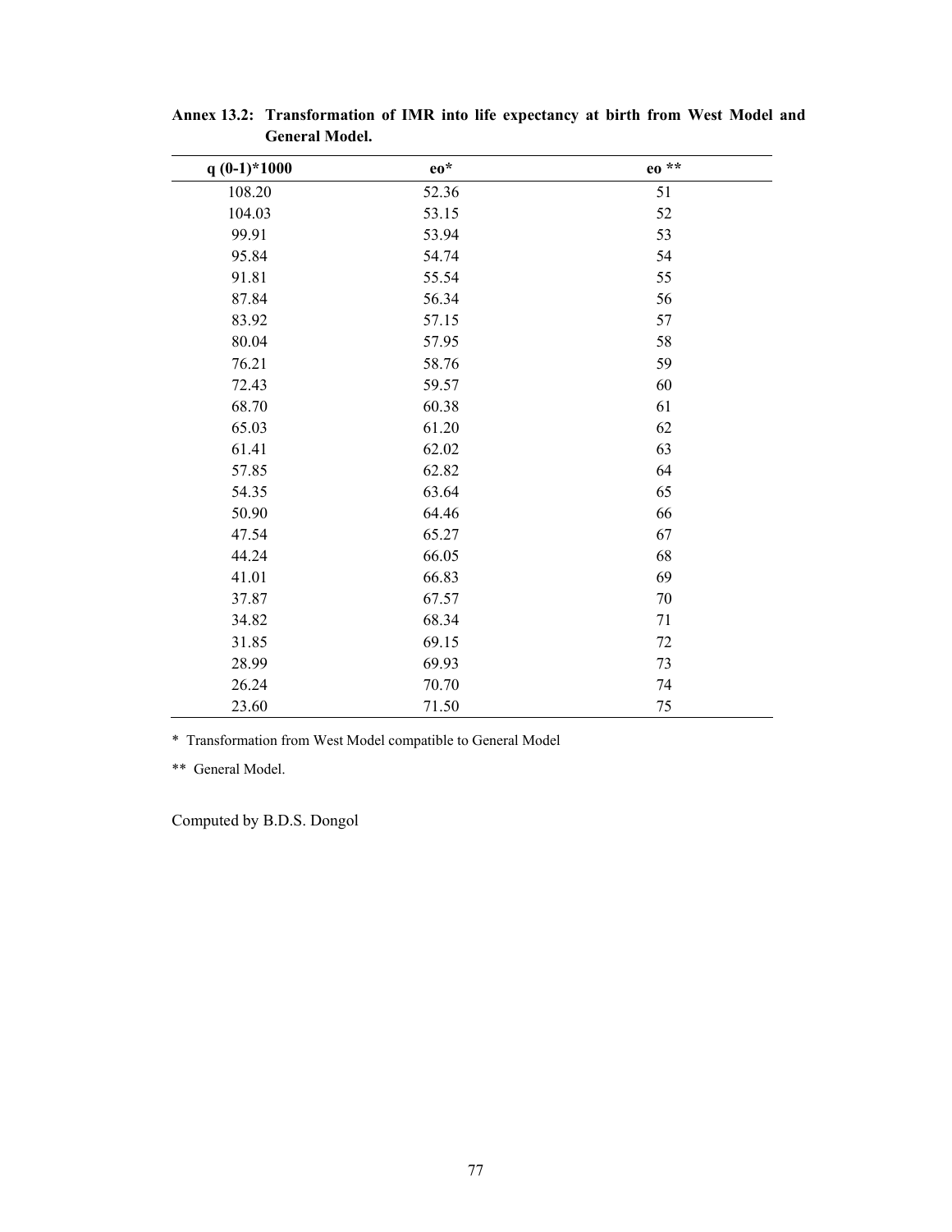**Annex 13.2: Transformation of IMR into life expectancy at birth from West Model and General Model.**

| q (0-1)*1000 | eo* | eo ** |
|---|---|---|
| 108.20 | 52.36 | 51 |
| 104.03 | 53.15 | 52 |
| 99.91 | 53.94 | 53 |
| 95.84 | 54.74 | 54 |
| 91.81 | 55.54 | 55 |
| 87.84 | 56.34 | 56 |
| 83.92 | 57.15 | 57 |
| 80.04 | 57.95 | 58 |
| 76.21 | 58.76 | 59 |
| 72.43 | 59.57 | 60 |
| 68.70 | 60.38 | 61 |
| 65.03 | 61.20 | 62 |
| 61.41 | 62.02 | 63 |
| 57.85 | 62.82 | 64 |
| 54.35 | 63.64 | 65 |
| 50.90 | 64.46 | 66 |
| 47.54 | 65.27 | 67 |
| 44.24 | 66.05 | 68 |
| 41.01 | 66.83 | 69 |
| 37.87 | 67.57 | 70 |
| 34.82 | 68.34 | 71 |
| 31.85 | 69.15 | 72 |
| 28.99 | 69.93 | 73 |
| 26.24 | 70.70 | 74 |
| 23.60 | 71.50 | 75 |

* Transformation from West Model compatible to General Model

** General Model.

Computed by B.D.S. Dongol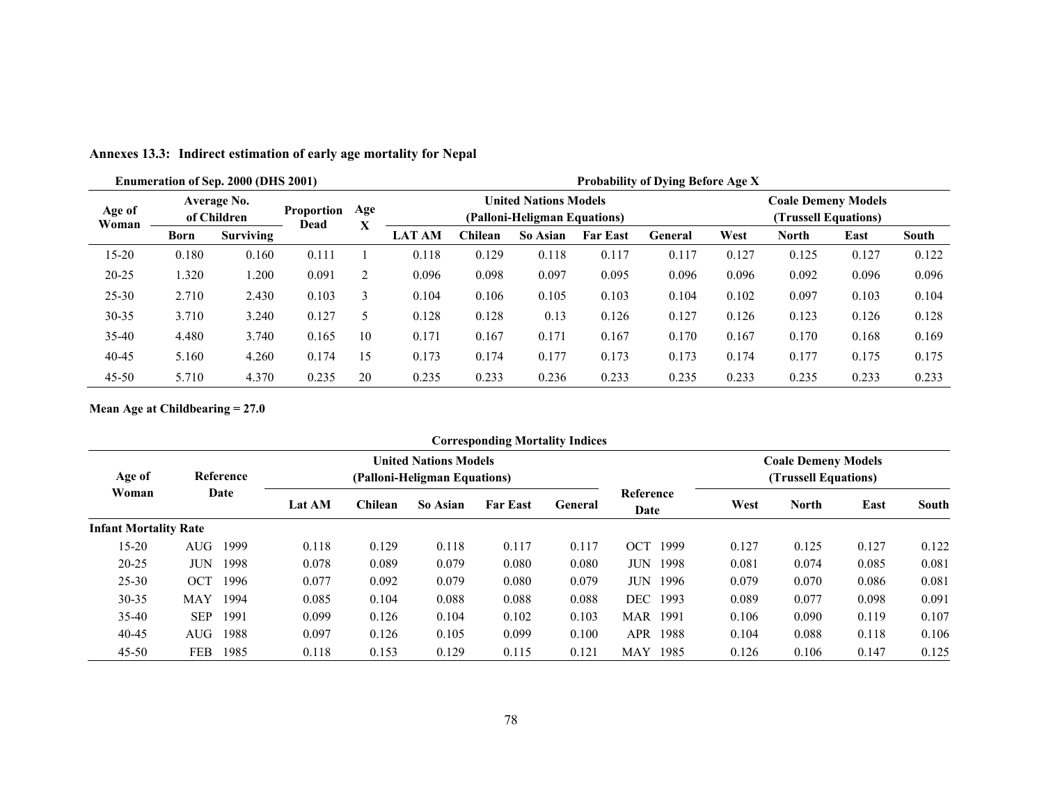**Annexes 13.3: Indirect estimation of early age mortality for Nepal**

| Enumeration of Sep. 2000 (DHS 2001) | | | | | Probability of Dying Before Age X | | | | | | | | |
|---|---|---|---|---|---|---|---|---|---|---|---|---|---|
| Age of Woman | Average No. of Children | | Proportion Dead | Age X | United Nations Models (Palloni-Heligman Equations) | | | | | Coale Demeny Models (Trussell Equations) | | | |
| | Born | Surviving | | | LAT AM | Chilean | So Asian | Far East | General | West | North | East | South |
| 15-20 | 0.180 | 0.160 | 0.111 | 1 | 0.118 | 0.129 | 0.118 | 0.117 | 0.117 | 0.127 | 0.125 | 0.127 | 0.122 |
| 20-25 | 1.320 | 1.200 | 0.091 | 2 | 0.096 | 0.098 | 0.097 | 0.095 | 0.096 | 0.096 | 0.092 | 0.096 | 0.096 |
| 25-30 | 2.710 | 2.430 | 0.103 | 3 | 0.104 | 0.106 | 0.105 | 0.103 | 0.104 | 0.102 | 0.097 | 0.103 | 0.104 |
| 30-35 | 3.710 | 3.240 | 0.127 | 5 | 0.128 | 0.128 | 0.13 | 0.126 | 0.127 | 0.126 | 0.123 | 0.126 | 0.128 |
| 35-40 | 4.480 | 3.740 | 0.165 | 10 | 0.171 | 0.167 | 0.171 | 0.167 | 0.170 | 0.167 | 0.170 | 0.168 | 0.169 |
| 40-45 | 5.160 | 4.260 | 0.174 | 15 | 0.173 | 0.174 | 0.177 | 0.173 | 0.173 | 0.174 | 0.177 | 0.175 | 0.175 |
| 45-50 | 5.710 | 4.370 | 0.235 | 20 | 0.235 | 0.233 | 0.236 | 0.233 | 0.235 | 0.233 | 0.235 | 0.233 | 0.233 |

**Mean Age at Childbearing = 27.0**

**Corresponding Mortality Indices**

| Age of Woman | Reference Date | United Nations Models (Palloni-Heligman Equations) | | | | | Reference Date | Coale Demeny Models (Trussell Equations) | | | |
|---|---|---|---|---|---|---|---|---|---|---|---|
| | | Lat AM | Chilean | So Asian | Far East | General | | West | North | East | South |
| **Infant Mortality Rate** | | | | | | | | | | | |
| 15-20 | AUG 1999 | 0.118 | 0.129 | 0.118 | 0.117 | 0.117 | OCT 1999 | 0.127 | 0.125 | 0.127 | 0.122 |
| 20-25 | JUN 1998 | 0.078 | 0.089 | 0.079 | 0.080 | 0.080 | JUN 1998 | 0.081 | 0.074 | 0.085 | 0.081 |
| 25-30 | OCT 1996 | 0.077 | 0.092 | 0.079 | 0.080 | 0.079 | JUN 1996 | 0.079 | 0.070 | 0.086 | 0.081 |
| 30-35 | MAY 1994 | 0.085 | 0.104 | 0.088 | 0.088 | 0.088 | DEC 1993 | 0.089 | 0.077 | 0.098 | 0.091 |
| 35-40 | SEP 1991 | 0.099 | 0.126 | 0.104 | 0.102 | 0.103 | MAR 1991 | 0.106 | 0.090 | 0.119 | 0.107 |
| 40-45 | AUG 1988 | 0.097 | 0.126 | 0.105 | 0.099 | 0.100 | APR 1988 | 0.104 | 0.088 | 0.118 | 0.106 |
| 45-50 | FEB 1985 | 0.118 | 0.153 | 0.129 | 0.115 | 0.121 | MAY 1985 | 0.126 | 0.106 | 0.147 | 0.125 |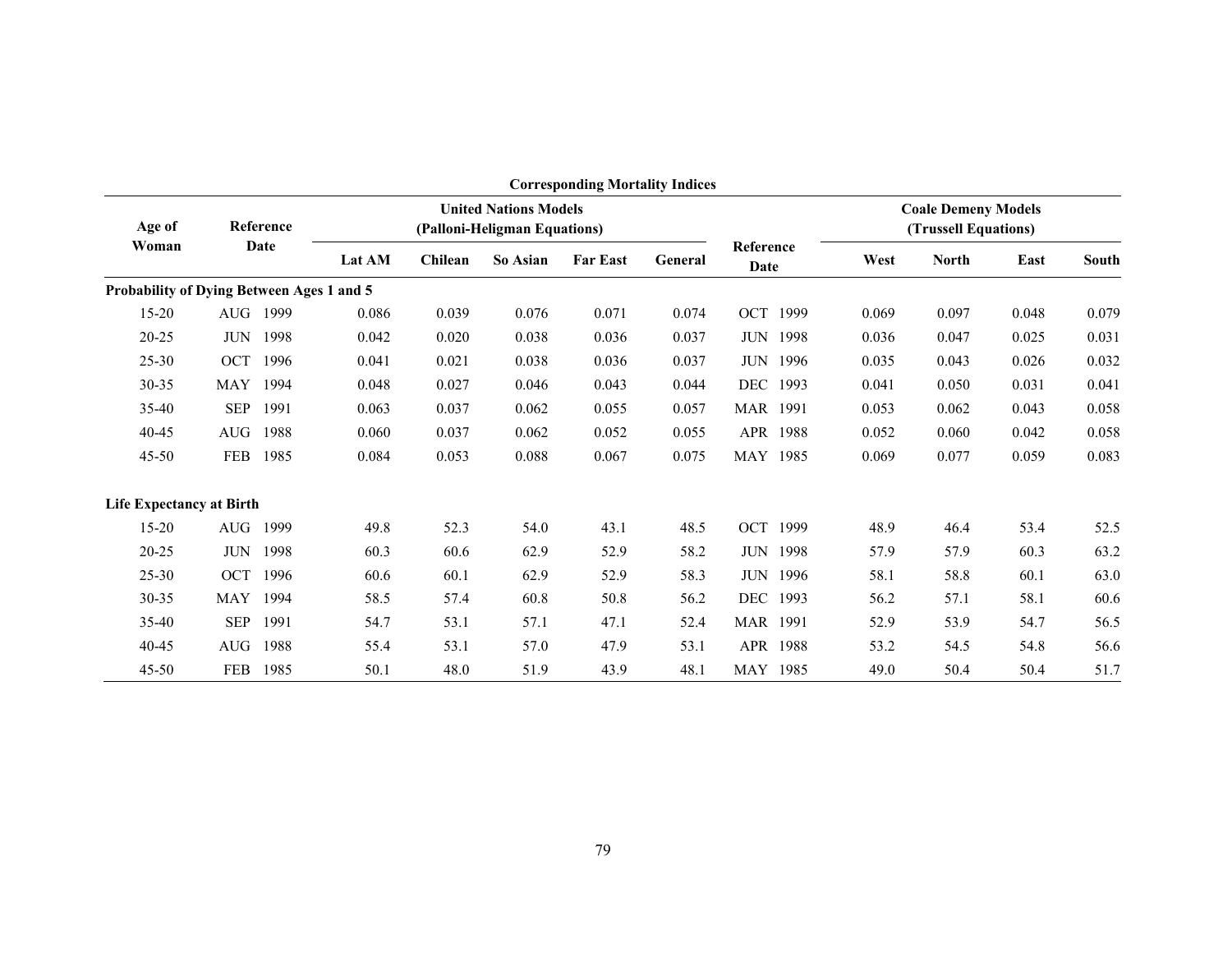**Corresponding Mortality Indices**

| Age of Woman | Reference Date | United Nations Models (Palloni-Heligman Equations) | | | | | Reference Date | Coale Demeny Models (Trussell Equations) | | | |
|---|---|---|---|---|---|---|---|---|---|---|---|
| | | Lat AM | Chilean | So Asian | Far East | General | | West | North | East | South |
| **Probability of Dying Between Ages 1 and 5** | | | | | | | | | | | |
| 15-20 | AUG 1999 | 0.086 | 0.039 | 0.076 | 0.071 | 0.074 | OCT 1999 | 0.069 | 0.097 | 0.048 | 0.079 |
| 20-25 | JUN 1998 | 0.042 | 0.020 | 0.038 | 0.036 | 0.037 | JUN 1998 | 0.036 | 0.047 | 0.025 | 0.031 |
| 25-30 | OCT 1996 | 0.041 | 0.021 | 0.038 | 0.036 | 0.037 | JUN 1996 | 0.035 | 0.043 | 0.026 | 0.032 |
| 30-35 | MAY 1994 | 0.048 | 0.027 | 0.046 | 0.043 | 0.044 | DEC 1993 | 0.041 | 0.050 | 0.031 | 0.041 |
| 35-40 | SEP 1991 | 0.063 | 0.037 | 0.062 | 0.055 | 0.057 | MAR 1991 | 0.053 | 0.062 | 0.043 | 0.058 |
| 40-45 | AUG 1988 | 0.060 | 0.037 | 0.062 | 0.052 | 0.055 | APR 1988 | 0.052 | 0.060 | 0.042 | 0.058 |
| 45-50 | FEB 1985 | 0.084 | 0.053 | 0.088 | 0.067 | 0.075 | MAY 1985 | 0.069 | 0.077 | 0.059 | 0.083 |
| **Life Expectancy at Birth** | | | | | | | | | | | |
| 15-20 | AUG 1999 | 49.8 | 52.3 | 54.0 | 43.1 | 48.5 | OCT 1999 | 48.9 | 46.4 | 53.4 | 52.5 |
| 20-25 | JUN 1998 | 60.3 | 60.6 | 62.9 | 52.9 | 58.2 | JUN 1998 | 57.9 | 57.9 | 60.3 | 63.2 |
| 25-30 | OCT 1996 | 60.6 | 60.1 | 62.9 | 52.9 | 58.3 | JUN 1996 | 58.1 | 58.8 | 60.1 | 63.0 |
| 30-35 | MAY 1994 | 58.5 | 57.4 | 60.8 | 50.8 | 56.2 | DEC 1993 | 56.2 | 57.1 | 58.1 | 60.6 |
| 35-40 | SEP 1991 | 54.7 | 53.1 | 57.1 | 47.1 | 52.4 | MAR 1991 | 52.9 | 53.9 | 54.7 | 56.5 |
| 40-45 | AUG 1988 | 55.4 | 53.1 | 57.0 | 47.9 | 53.1 | APR 1988 | 53.2 | 54.5 | 54.8 | 56.6 |
| 45-50 | FEB 1985 | 50.1 | 48.0 | 51.9 | 43.9 | 48.1 | MAY 1985 | 49.0 | 50.4 | 50.4 | 51.7 |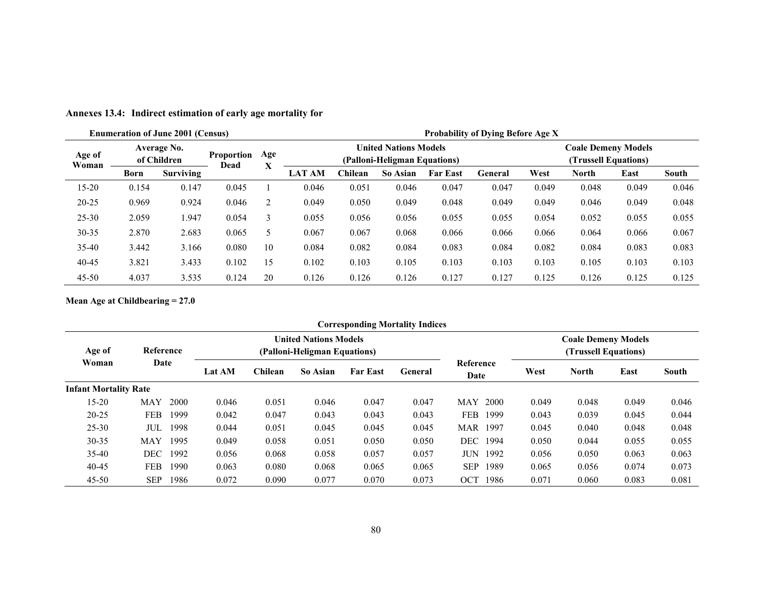**Annexes 13.4: Indirect estimation of early age mortality for**

| Enumeration of June 2001 (Census) | | | | | Probability of Dying Before Age X | | | | | | | | |
|---|---|---|---|---|---|---|---|---|---|---|---|---|---|
| Age of Woman | Average No. of Children | | Proportion Dead | Age X | United Nations Models (Palloni-Heligman Equations) | | | | | Coale Demeny Models (Trussell Equations) | | | |
| | Born | Surviving | | | LAT AM | Chilean | So Asian | Far East | General | West | North | East | South |
| 15-20 | 0.154 | 0.147 | 0.045 | 1 | 0.046 | 0.051 | 0.046 | 0.047 | 0.047 | 0.049 | 0.048 | 0.049 | 0.046 |
| 20-25 | 0.969 | 0.924 | 0.046 | 2 | 0.049 | 0.050 | 0.049 | 0.048 | 0.049 | 0.049 | 0.046 | 0.049 | 0.048 |
| 25-30 | 2.059 | 1.947 | 0.054 | 3 | 0.055 | 0.056 | 0.056 | 0.055 | 0.055 | 0.054 | 0.052 | 0.055 | 0.055 |
| 30-35 | 2.870 | 2.683 | 0.065 | 5 | 0.067 | 0.067 | 0.068 | 0.066 | 0.066 | 0.066 | 0.064 | 0.066 | 0.067 |
| 35-40 | 3.442 | 3.166 | 0.080 | 10 | 0.084 | 0.082 | 0.084 | 0.083 | 0.084 | 0.082 | 0.084 | 0.083 | 0.083 |
| 40-45 | 3.821 | 3.433 | 0.102 | 15 | 0.102 | 0.103 | 0.105 | 0.103 | 0.103 | 0.103 | 0.105 | 0.103 | 0.103 |
| 45-50 | 4.037 | 3.535 | 0.124 | 20 | 0.126 | 0.126 | 0.126 | 0.127 | 0.127 | 0.125 | 0.126 | 0.125 | 0.125 |

**Mean Age at Childbearing = 27.0**

**Corresponding Mortality Indices**

| Age of Woman | Reference Date | United Nations Models (Palloni-Heligman Equations) | | | | | Reference Date | Coale Demeny Models (Trussell Equations) | | | |
|---|---|---|---|---|---|---|---|---|---|---|---|
| | | Lat AM | Chilean | So Asian | Far East | General | | West | North | East | South |
| **Infant Mortality Rate** | | | | | | | | | | | |
| 15-20 | MAY 2000 | 0.046 | 0.051 | 0.046 | 0.047 | 0.047 | MAY 2000 | 0.049 | 0.048 | 0.049 | 0.046 |
| 20-25 | FEB 1999 | 0.042 | 0.047 | 0.043 | 0.043 | 0.043 | FEB 1999 | 0.043 | 0.039 | 0.045 | 0.044 |
| 25-30 | JUL 1998 | 0.044 | 0.051 | 0.045 | 0.045 | 0.045 | MAR 1997 | 0.045 | 0.040 | 0.048 | 0.048 |
| 30-35 | MAY 1995 | 0.049 | 0.058 | 0.051 | 0.050 | 0.050 | DEC 1994 | 0.050 | 0.044 | 0.055 | 0.055 |
| 35-40 | DEC 1992 | 0.056 | 0.068 | 0.058 | 0.057 | 0.057 | JUN 1992 | 0.056 | 0.050 | 0.063 | 0.063 |
| 40-45 | FEB 1990 | 0.063 | 0.080 | 0.068 | 0.065 | 0.065 | SEP 1989 | 0.065 | 0.056 | 0.074 | 0.073 |
| 45-50 | SEP 1986 | 0.072 | 0.090 | 0.077 | 0.070 | 0.073 | OCT 1986 | 0.071 | 0.060 | 0.083 | 0.081 |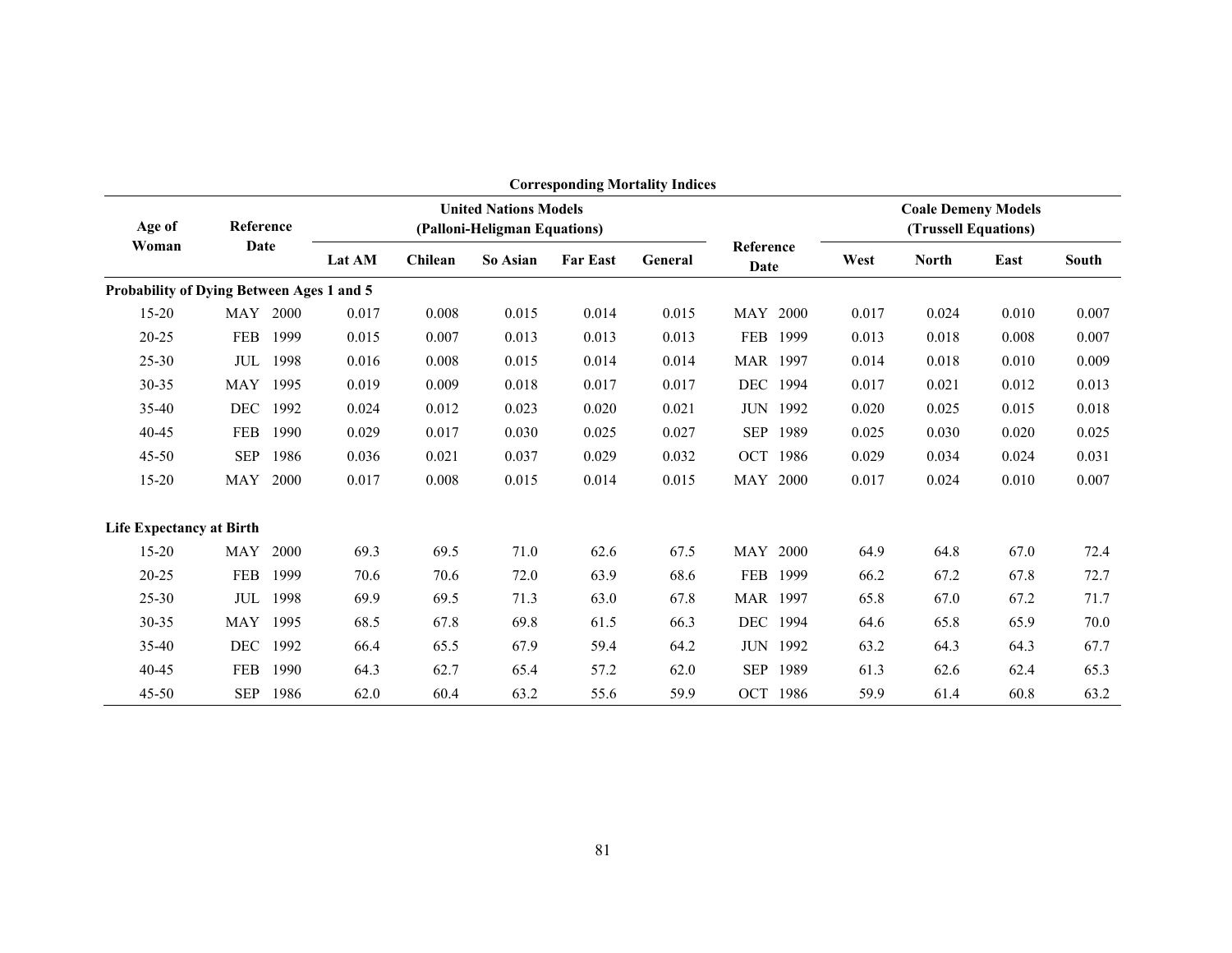**Corresponding Mortality Indices**

| Age of Woman | Reference Date | United Nations Models (Palloni-Heligman Equations) | | | | | Reference Date | Coale Demeny Models (Trussell Equations) | | | |
|---|---|---|---|---|---|---|---|---|---|---|---|
| | | Lat AM | Chilean | So Asian | Far East | General | | West | North | East | South |
| **Probability of Dying Between Ages 1 and 5** | | | | | | | | | | | |
| 15-20 | MAY 2000 | 0.017 | 0.008 | 0.015 | 0.014 | 0.015 | MAY 2000 | 0.017 | 0.024 | 0.010 | 0.007 |
| 20-25 | FEB 1999 | 0.015 | 0.007 | 0.013 | 0.013 | 0.013 | FEB 1999 | 0.013 | 0.018 | 0.008 | 0.007 |
| 25-30 | JUL 1998 | 0.016 | 0.008 | 0.015 | 0.014 | 0.014 | MAR 1997 | 0.014 | 0.018 | 0.010 | 0.009 |
| 30-35 | MAY 1995 | 0.019 | 0.009 | 0.018 | 0.017 | 0.017 | DEC 1994 | 0.017 | 0.021 | 0.012 | 0.013 |
| 35-40 | DEC 1992 | 0.024 | 0.012 | 0.023 | 0.020 | 0.021 | JUN 1992 | 0.020 | 0.025 | 0.015 | 0.018 |
| 40-45 | FEB 1990 | 0.029 | 0.017 | 0.030 | 0.025 | 0.027 | SEP 1989 | 0.025 | 0.030 | 0.020 | 0.025 |
| 45-50 | SEP 1986 | 0.036 | 0.021 | 0.037 | 0.029 | 0.032 | OCT 1986 | 0.029 | 0.034 | 0.024 | 0.031 |
| 15-20 | MAY 2000 | 0.017 | 0.008 | 0.015 | 0.014 | 0.015 | MAY 2000 | 0.017 | 0.024 | 0.010 | 0.007 |
| **Life Expectancy at Birth** | | | | | | | | | | | |
| 15-20 | MAY 2000 | 69.3 | 69.5 | 71.0 | 62.6 | 67.5 | MAY 2000 | 64.9 | 64.8 | 67.0 | 72.4 |
| 20-25 | FEB 1999 | 70.6 | 70.6 | 72.0 | 63.9 | 68.6 | FEB 1999 | 66.2 | 67.2 | 67.8 | 72.7 |
| 25-30 | JUL 1998 | 69.9 | 69.5 | 71.3 | 63.0 | 67.8 | MAR 1997 | 65.8 | 67.0 | 67.2 | 71.7 |
| 30-35 | MAY 1995 | 68.5 | 67.8 | 69.8 | 61.5 | 66.3 | DEC 1994 | 64.6 | 65.8 | 65.9 | 70.0 |
| 35-40 | DEC 1992 | 66.4 | 65.5 | 67.9 | 59.4 | 64.2 | JUN 1992 | 63.2 | 64.3 | 64.3 | 67.7 |
| 40-45 | FEB 1990 | 64.3 | 62.7 | 65.4 | 57.2 | 62.0 | SEP 1989 | 61.3 | 62.6 | 62.4 | 65.3 |
| 45-50 | SEP 1986 | 62.0 | 60.4 | 63.2 | 55.6 | 59.9 | OCT 1986 | 59.9 | 61.4 | 60.8 | 63.2 |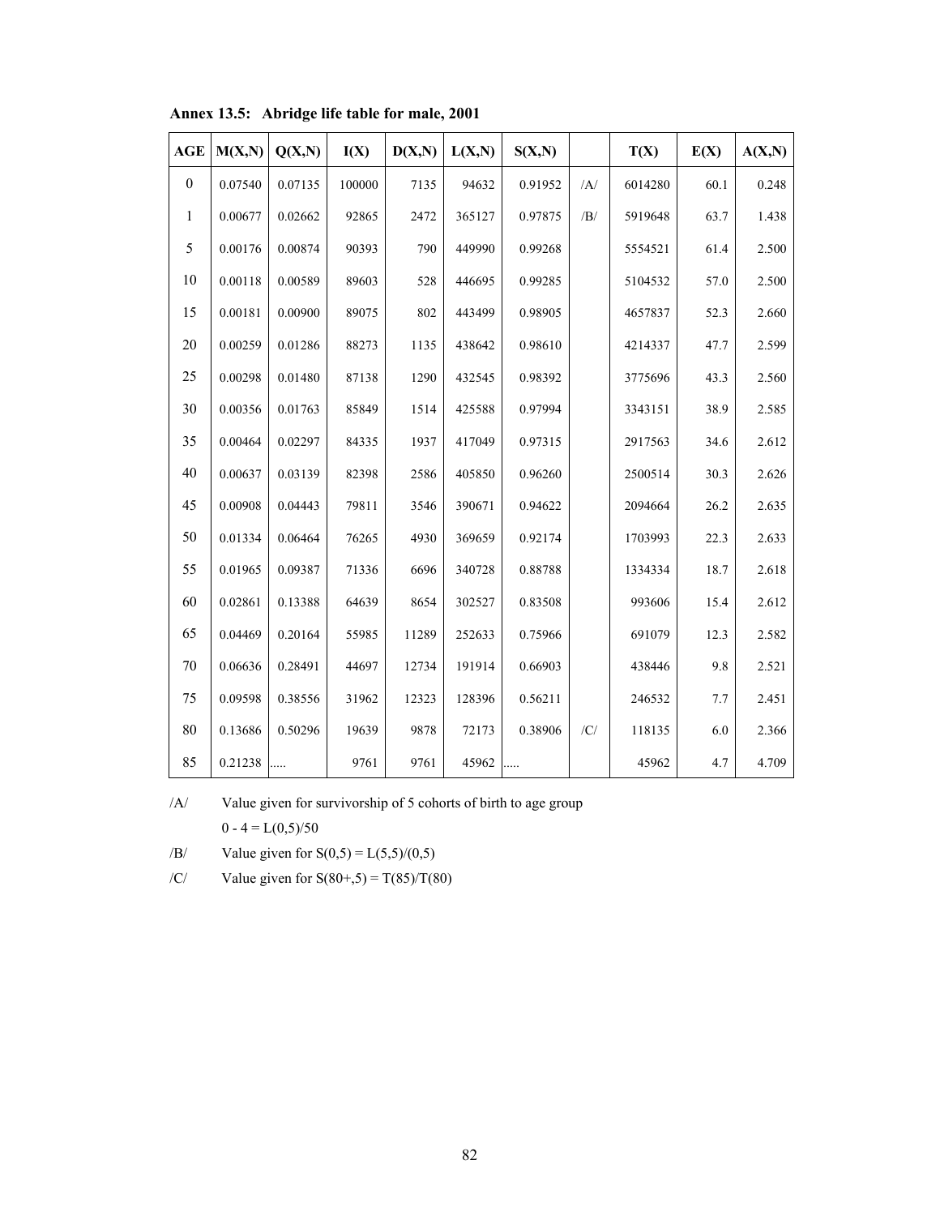**Annex 13.5: Abridge life table for male, 2001**

| AGE | M(X,N) | Q(X,N) | I(X) | D(X,N) | L(X,N) | S(X,N) | | T(X) | E(X) | A(X,N) |
|---|---|---|---|---|---|---|---|---|---|---|
| 0 | 0.07540 | 0.07135 | 100000 | 7135 | 94632 | 0.91952 | /A/ | 6014280 | 60.1 | 0.248 |
| 1 | 0.00677 | 0.02662 | 92865 | 2472 | 365127 | 0.97875 | /B/ | 5919648 | 63.7 | 1.438 |
| 5 | 0.00176 | 0.00874 | 90393 | 790 | 449990 | 0.99268 | | 5554521 | 61.4 | 2.500 |
| 10 | 0.00118 | 0.00589 | 89603 | 528 | 446695 | 0.99285 | | 5104532 | 57.0 | 2.500 |
| 15 | 0.00181 | 0.00900 | 89075 | 802 | 443499 | 0.98905 | | 4657837 | 52.3 | 2.660 |
| 20 | 0.00259 | 0.01286 | 88273 | 1135 | 438642 | 0.98610 | | 4214337 | 47.7 | 2.599 |
| 25 | 0.00298 | 0.01480 | 87138 | 1290 | 432545 | 0.98392 | | 3775696 | 43.3 | 2.560 |
| 30 | 0.00356 | 0.01763 | 85849 | 1514 | 425588 | 0.97994 | | 3343151 | 38.9 | 2.585 |
| 35 | 0.00464 | 0.02297 | 84335 | 1937 | 417049 | 0.97315 | | 2917563 | 34.6 | 2.612 |
| 40 | 0.00637 | 0.03139 | 82398 | 2586 | 405850 | 0.96260 | | 2500514 | 30.3 | 2.626 |
| 45 | 0.00908 | 0.04443 | 79811 | 3546 | 390671 | 0.94622 | | 2094664 | 26.2 | 2.635 |
| 50 | 0.01334 | 0.06464 | 76265 | 4930 | 369659 | 0.92174 | | 1703993 | 22.3 | 2.633 |
| 55 | 0.01965 | 0.09387 | 71336 | 6696 | 340728 | 0.88788 | | 1334334 | 18.7 | 2.618 |
| 60 | 0.02861 | 0.13388 | 64639 | 8654 | 302527 | 0.83508 | | 993606 | 15.4 | 2.612 |
| 65 | 0.04469 | 0.20164 | 55985 | 11289 | 252633 | 0.75966 | | 691079 | 12.3 | 2.582 |
| 70 | 0.06636 | 0.28491 | 44697 | 12734 | 191914 | 0.66903 | | 438446 | 9.8 | 2.521 |
| 75 | 0.09598 | 0.38556 | 31962 | 12323 | 128396 | 0.56211 | | 246532 | 7.7 | 2.451 |
| 80 | 0.13686 | 0.50296 | 19639 | 9878 | 72173 | 0.38906 | /C/ | 118135 | 6.0 | 2.366 |
| 85 | 0.21238 | ..... | 9761 | 9761 | 45962 | ..... | | 45962 | 4.7 | 4.709 |

/A/ Value given for survivorship of 5 cohorts of birth to age group 0 - 4 = L(0,5)/50

/B/ Value given for S(0,5) = L(5,5)/(0,5)

/C/ Value given for S(80+,5) = T(85)/T(80)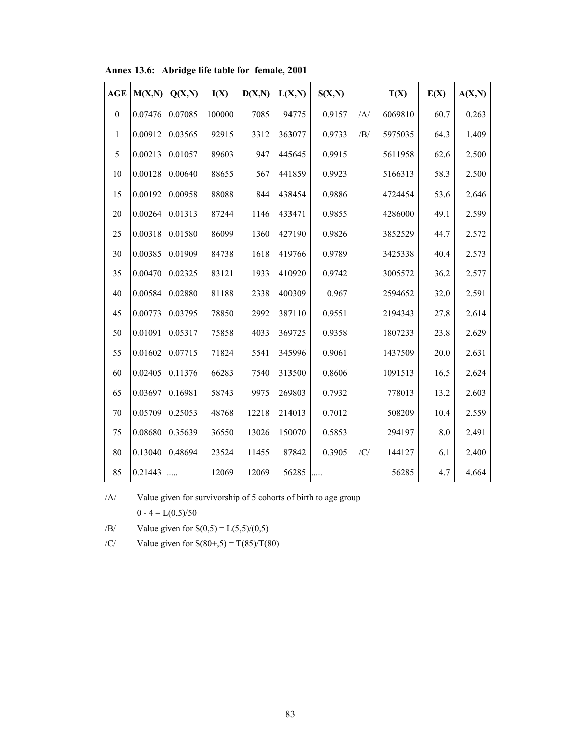**Annex 13.6: Abridge life table for female, 2001**

| AGE | M(X,N) | Q(X,N) | I(X) | D(X,N) | L(X,N) | S(X,N) | | T(X) | E(X) | A(X,N) |
|---|---|---|---|---|---|---|---|---|---|---|
| 0 | 0.07476 | 0.07085 | 100000 | 7085 | 94775 | 0.9157 | /A/ | 6069810 | 60.7 | 0.263 |
| 1 | 0.00912 | 0.03565 | 92915 | 3312 | 363077 | 0.9733 | /B/ | 5975035 | 64.3 | 1.409 |
| 5 | 0.00213 | 0.01057 | 89603 | 947 | 445645 | 0.9915 | | 5611958 | 62.6 | 2.500 |
| 10 | 0.00128 | 0.00640 | 88655 | 567 | 441859 | 0.9923 | | 5166313 | 58.3 | 2.500 |
| 15 | 0.00192 | 0.00958 | 88088 | 844 | 438454 | 0.9886 | | 4724454 | 53.6 | 2.646 |
| 20 | 0.00264 | 0.01313 | 87244 | 1146 | 433471 | 0.9855 | | 4286000 | 49.1 | 2.599 |
| 25 | 0.00318 | 0.01580 | 86099 | 1360 | 427190 | 0.9826 | | 3852529 | 44.7 | 2.572 |
| 30 | 0.00385 | 0.01909 | 84738 | 1618 | 419766 | 0.9789 | | 3425338 | 40.4 | 2.573 |
| 35 | 0.00470 | 0.02325 | 83121 | 1933 | 410920 | 0.9742 | | 3005572 | 36.2 | 2.577 |
| 40 | 0.00584 | 0.02880 | 81188 | 2338 | 400309 | 0.967 | | 2594652 | 32.0 | 2.591 |
| 45 | 0.00773 | 0.03795 | 78850 | 2992 | 387110 | 0.9551 | | 2194343 | 27.8 | 2.614 |
| 50 | 0.01091 | 0.05317 | 75858 | 4033 | 369725 | 0.9358 | | 1807233 | 23.8 | 2.629 |
| 55 | 0.01602 | 0.07715 | 71824 | 5541 | 345996 | 0.9061 | | 1437509 | 20.0 | 2.631 |
| 60 | 0.02405 | 0.11376 | 66283 | 7540 | 313500 | 0.8606 | | 1091513 | 16.5 | 2.624 |
| 65 | 0.03697 | 0.16981 | 58743 | 9975 | 269803 | 0.7932 | | 778013 | 13.2 | 2.603 |
| 70 | 0.05709 | 0.25053 | 48768 | 12218 | 214013 | 0.7012 | | 508209 | 10.4 | 2.559 |
| 75 | 0.08680 | 0.35639 | 36550 | 13026 | 150070 | 0.5853 | | 294197 | 8.0 | 2.491 |
| 80 | 0.13040 | 0.48694 | 23524 | 11455 | 87842 | 0.3905 | /C/ | 144127 | 6.1 | 2.400 |
| 85 | 0.21443 | ..... | 12069 | 12069 | 56285 | ..... | | 56285 | 4.7 | 4.664 |

/A/ Value given for survivorship of 5 cohorts of birth to age group 0 - 4 = L(0,5)/50

/B/ Value given for S(0,5) = L(5,5)/(0,5)

/C/ Value given for S(80+,5) = T(85)/T(80)